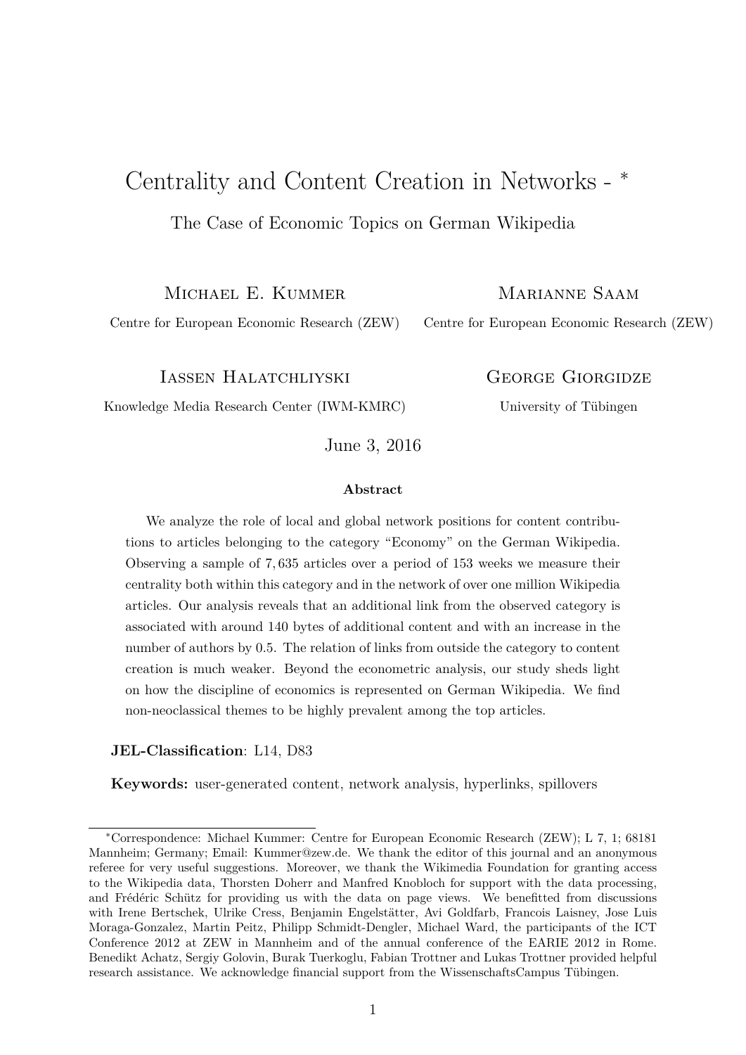# Centrality and Content Creation in Networks - *

The Case of Economic Topics on German Wikipedia

Michael E. Kummer
Centre for European Economic Research (ZEW)

Marianne Saam
Centre for European Economic Research (ZEW)

Iassen Halatchliyski
Knowledge Media Research Center (IWM-KMRC)

George Giorgidze
University of Tübingen

June 3, 2016

**Abstract**

We analyze the role of local and global network positions for content contributions to articles belonging to the category "Economy" on the German Wikipedia. Observing a sample of 7,635 articles over a period of 153 weeks we measure their centrality both within this category and in the network of over one million Wikipedia articles. Our analysis reveals that an additional link from the observed category is associated with around 140 bytes of additional content and with an increase in the number of authors by 0.5. The relation of links from outside the category to content creation is much weaker. Beyond the econometric analysis, our study sheds light on how the discipline of economics is represented on German Wikipedia. We find non-neoclassical themes to be highly prevalent among the top articles.

**JEL-Classification**: L14, D83

**Keywords:** user-generated content, network analysis, hyperlinks, spillovers

---

*Correspondence: Michael Kummer: Centre for European Economic Research (ZEW); L 7, 1; 68181 Mannheim; Germany; Email: Kummer@zew.de. We thank the editor of this journal and an anonymous referee for very useful suggestions. Moreover, we thank the Wikimedia Foundation for granting access to the Wikipedia data, Thorsten Doherr and Manfred Knobloch for support with the data processing, and Frédéric Schütz for providing us with the data on page views. We benefitted from discussions with Irene Bertschek, Ulrike Cress, Benjamin Engelstätter, Avi Goldfarb, Francois Laisney, Jose Luis Moraga-Gonzalez, Martin Peitz, Philipp Schmidt-Dengler, Michael Ward, the participants of the ICT Conference 2012 at ZEW in Mannheim and of the annual conference of the EARIE 2012 in Rome. Benedikt Achatz, Sergiy Golovin, Burak Tuerkoglu, Fabian Trottner and Lukas Trottner provided helpful research assistance. We acknowledge financial support from the WissenschaftsCampus Tübingen.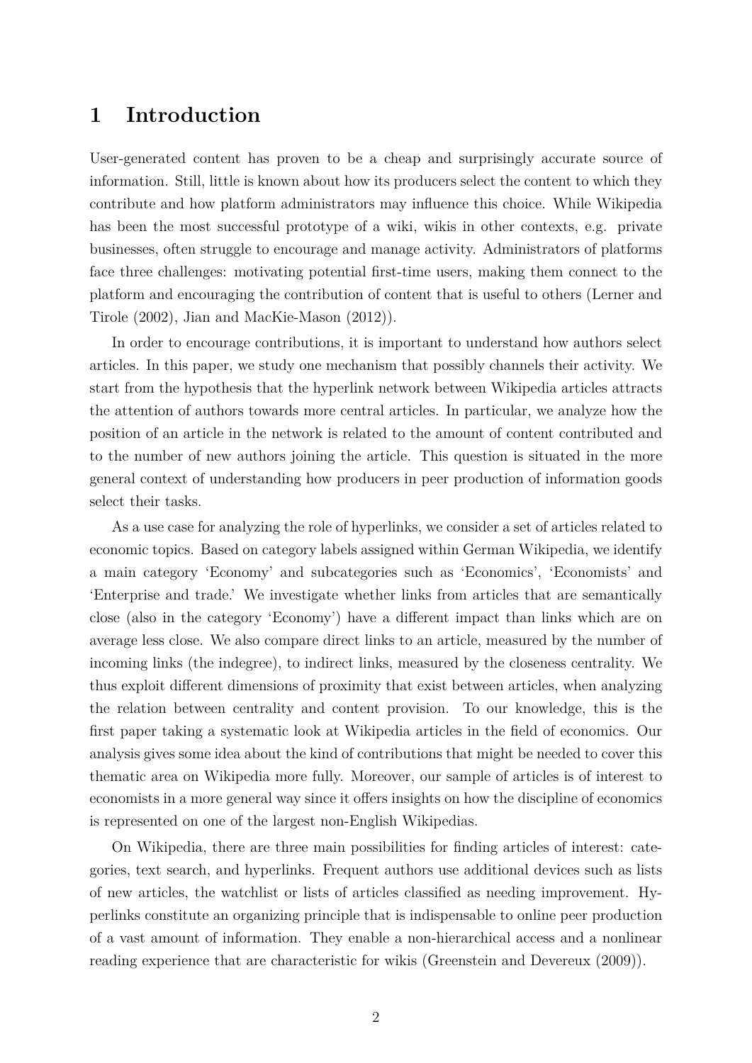# 1 Introduction

User-generated content has proven to be a cheap and surprisingly accurate source of information. Still, little is known about how its producers select the content to which they contribute and how platform administrators may influence this choice. While Wikipedia has been the most successful prototype of a wiki, wikis in other contexts, e.g. private businesses, often struggle to encourage and manage activity. Administrators of platforms face three challenges: motivating potential first-time users, making them connect to the platform and encouraging the contribution of content that is useful to others (Lerner and Tirole (2002), Jian and MacKie-Mason (2012)).

In order to encourage contributions, it is important to understand how authors select articles. In this paper, we study one mechanism that possibly channels their activity. We start from the hypothesis that the hyperlink network between Wikipedia articles attracts the attention of authors towards more central articles. In particular, we analyze how the position of an article in the network is related to the amount of content contributed and to the number of new authors joining the article. This question is situated in the more general context of understanding how producers in peer production of information goods select their tasks.

As a use case for analyzing the role of hyperlinks, we consider a set of articles related to economic topics. Based on category labels assigned within German Wikipedia, we identify a main category 'Economy' and subcategories such as 'Economics', 'Economists' and 'Enterprise and trade.' We investigate whether links from articles that are semantically close (also in the category 'Economy') have a different impact than links which are on average less close. We also compare direct links to an article, measured by the number of incoming links (the indegree), to indirect links, measured by the closeness centrality. We thus exploit different dimensions of proximity that exist between articles, when analyzing the relation between centrality and content provision. To our knowledge, this is the first paper taking a systematic look at Wikipedia articles in the field of economics. Our analysis gives some idea about the kind of contributions that might be needed to cover this thematic area on Wikipedia more fully. Moreover, our sample of articles is of interest to economists in a more general way since it offers insights on how the discipline of economics is represented on one of the largest non-English Wikipedias.

On Wikipedia, there are three main possibilities for finding articles of interest: categories, text search, and hyperlinks. Frequent authors use additional devices such as lists of new articles, the watchlist or lists of articles classified as needing improvement. Hyperlinks constitute an organizing principle that is indispensable to online peer production of a vast amount of information. They enable a non-hierarchical access and a nonlinear reading experience that are characteristic for wikis (Greenstein and Devereux (2009)).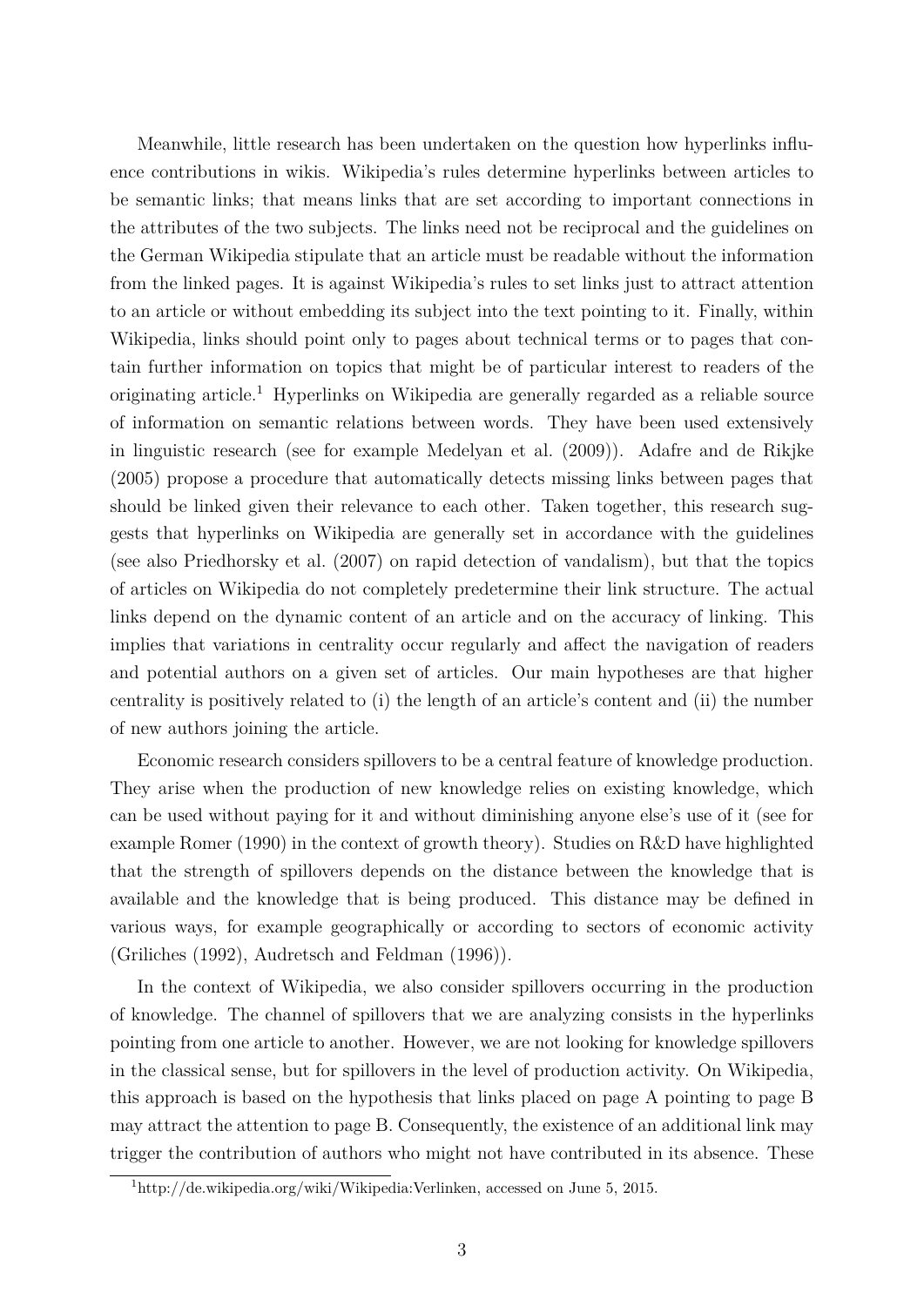Meanwhile, little research has been undertaken on the question how hyperlinks influence contributions in wikis. Wikipedia's rules determine hyperlinks between articles to be semantic links; that means links that are set according to important connections in the attributes of the two subjects. The links need not be reciprocal and the guidelines on the German Wikipedia stipulate that an article must be readable without the information from the linked pages. It is against Wikipedia's rules to set links just to attract attention to an article or without embedding its subject into the text pointing to it. Finally, within Wikipedia, links should point only to pages about technical terms or to pages that contain further information on topics that might be of particular interest to readers of the originating article.[1] Hyperlinks on Wikipedia are generally regarded as a reliable source of information on semantic relations between words. They have been used extensively in linguistic research (see for example Medelyan et al. (2009)). Adafre and de Rikjke (2005) propose a procedure that automatically detects missing links between pages that should be linked given their relevance to each other. Taken together, this research suggests that hyperlinks on Wikipedia are generally set in accordance with the guidelines (see also Priedhorsky et al. (2007) on rapid detection of vandalism), but that the topics of articles on Wikipedia do not completely predetermine their link structure. The actual links depend on the dynamic content of an article and on the accuracy of linking. This implies that variations in centrality occur regularly and affect the navigation of readers and potential authors on a given set of articles. Our main hypotheses are that higher centrality is positively related to (i) the length of an article's content and (ii) the number of new authors joining the article.

Economic research considers spillovers to be a central feature of knowledge production. They arise when the production of new knowledge relies on existing knowledge, which can be used without paying for it and without diminishing anyone else's use of it (see for example Romer (1990) in the context of growth theory). Studies on R&D have highlighted that the strength of spillovers depends on the distance between the knowledge that is available and the knowledge that is being produced. This distance may be defined in various ways, for example geographically or according to sectors of economic activity (Griliches (1992), Audretsch and Feldman (1996)).

In the context of Wikipedia, we also consider spillovers occurring in the production of knowledge. The channel of spillovers that we are analyzing consists in the hyperlinks pointing from one article to another. However, we are not looking for knowledge spillovers in the classical sense, but for spillovers in the level of production activity. On Wikipedia, this approach is based on the hypothesis that links placed on page A pointing to page B may attract the attention to page B. Consequently, the existence of an additional link may trigger the contribution of authors who might not have contributed in its absence. These

[1] http://de.wikipedia.org/wiki/Wikipedia:Verlinken, accessed on June 5, 2015.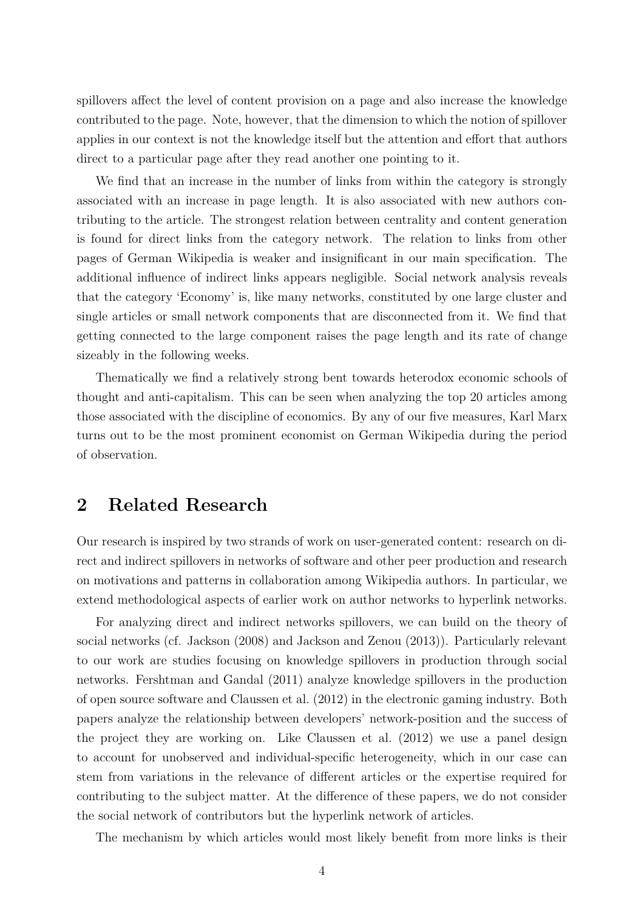spillovers affect the level of content provision on a page and also increase the knowledge contributed to the page. Note, however, that the dimension to which the notion of spillover applies in our context is not the knowledge itself but the attention and effort that authors direct to a particular page after they read another one pointing to it.

We find that an increase in the number of links from within the category is strongly associated with an increase in page length. It is also associated with new authors contributing to the article. The strongest relation between centrality and content generation is found for direct links from the category network. The relation to links from other pages of German Wikipedia is weaker and insignificant in our main specification. The additional influence of indirect links appears negligible. Social network analysis reveals that the category 'Economy' is, like many networks, constituted by one large cluster and single articles or small network components that are disconnected from it. We find that getting connected to the large component raises the page length and its rate of change sizeably in the following weeks.

Thematically we find a relatively strong bent towards heterodox economic schools of thought and anti-capitalism. This can be seen when analyzing the top 20 articles among those associated with the discipline of economics. By any of our five measures, Karl Marx turns out to be the most prominent economist on German Wikipedia during the period of observation.

## 2 Related Research

Our research is inspired by two strands of work on user-generated content: research on direct and indirect spillovers in networks of software and other peer production and research on motivations and patterns in collaboration among Wikipedia authors. In particular, we extend methodological aspects of earlier work on author networks to hyperlink networks.

For analyzing direct and indirect networks spillovers, we can build on the theory of social networks (cf. Jackson (2008) and Jackson and Zenou (2013)). Particularly relevant to our work are studies focusing on knowledge spillovers in production through social networks. Fershtman and Gandal (2011) analyze knowledge spillovers in the production of open source software and Claussen et al. (2012) in the electronic gaming industry. Both papers analyze the relationship between developers' network-position and the success of the project they are working on. Like Claussen et al. (2012) we use a panel design to account for unobserved and individual-specific heterogeneity, which in our case can stem from variations in the relevance of different articles or the expertise required for contributing to the subject matter. At the difference of these papers, we do not consider the social network of contributors but the hyperlink network of articles.

The mechanism by which articles would most likely benefit from more links is their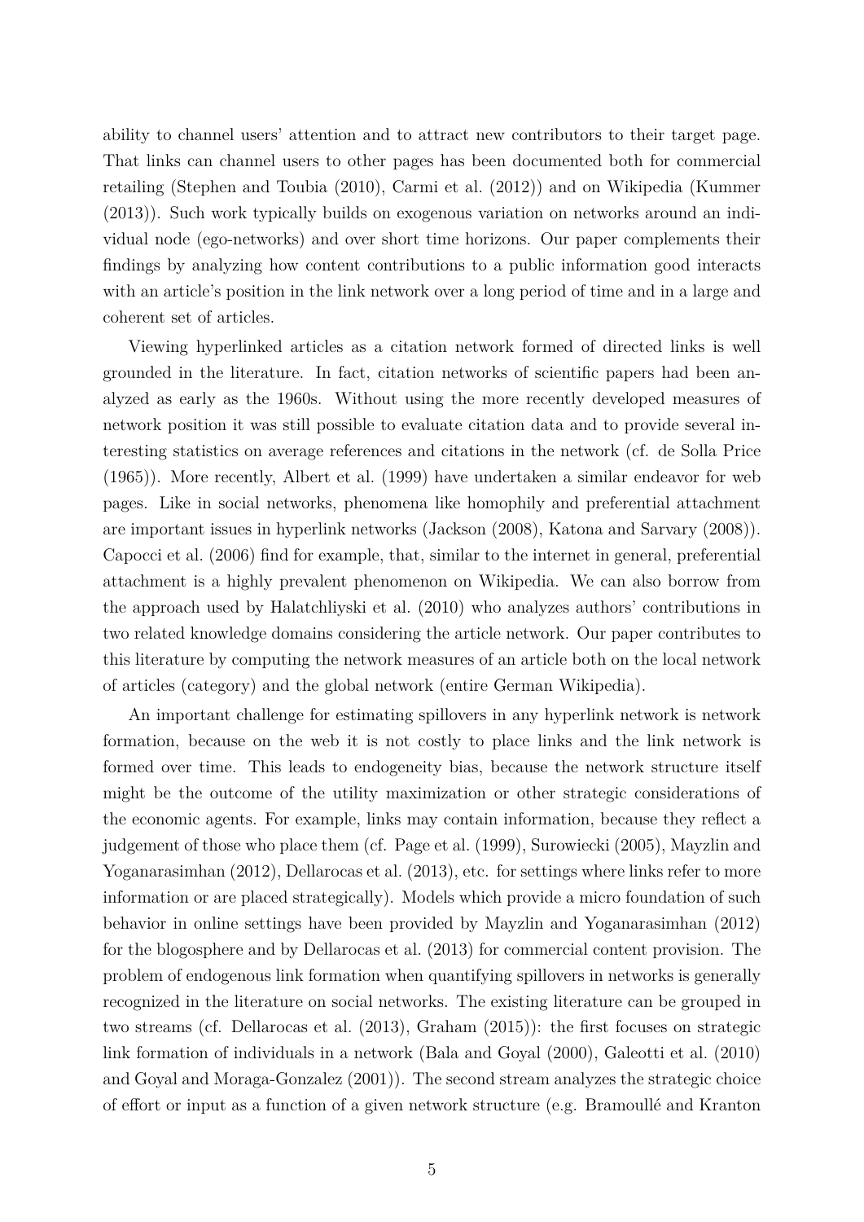ability to channel users' attention and to attract new contributors to their target page. That links can channel users to other pages has been documented both for commercial retailing (Stephen and Toubia (2010), Carmi et al. (2012)) and on Wikipedia (Kummer (2013)). Such work typically builds on exogenous variation on networks around an individual node (ego-networks) and over short time horizons. Our paper complements their findings by analyzing how content contributions to a public information good interacts with an article's position in the link network over a long period of time and in a large and coherent set of articles.

Viewing hyperlinked articles as a citation network formed of directed links is well grounded in the literature. In fact, citation networks of scientific papers had been analyzed as early as the 1960s. Without using the more recently developed measures of network position it was still possible to evaluate citation data and to provide several interesting statistics on average references and citations in the network (cf. de Solla Price (1965)). More recently, Albert et al. (1999) have undertaken a similar endeavor for web pages. Like in social networks, phenomena like homophily and preferential attachment are important issues in hyperlink networks (Jackson (2008), Katona and Sarvary (2008)). Capocci et al. (2006) find for example, that, similar to the internet in general, preferential attachment is a highly prevalent phenomenon on Wikipedia. We can also borrow from the approach used by Halatchliyski et al. (2010) who analyzes authors' contributions in two related knowledge domains considering the article network. Our paper contributes to this literature by computing the network measures of an article both on the local network of articles (category) and the global network (entire German Wikipedia).

An important challenge for estimating spillovers in any hyperlink network is network formation, because on the web it is not costly to place links and the link network is formed over time. This leads to endogeneity bias, because the network structure itself might be the outcome of the utility maximization or other strategic considerations of the economic agents. For example, links may contain information, because they reflect a judgement of those who place them (cf. Page et al. (1999), Surowiecki (2005), Mayzlin and Yoganarasimhan (2012), Dellarocas et al. (2013), etc. for settings where links refer to more information or are placed strategically). Models which provide a micro foundation of such behavior in online settings have been provided by Mayzlin and Yoganarasimhan (2012) for the blogosphere and by Dellarocas et al. (2013) for commercial content provision. The problem of endogenous link formation when quantifying spillovers in networks is generally recognized in the literature on social networks. The existing literature can be grouped in two streams (cf. Dellarocas et al. (2013), Graham (2015)): the first focuses on strategic link formation of individuals in a network (Bala and Goyal (2000), Galeotti et al. (2010) and Goyal and Moraga-Gonzalez (2001)). The second stream analyzes the strategic choice of effort or input as a function of a given network structure (e.g. Bramoullé and Kranton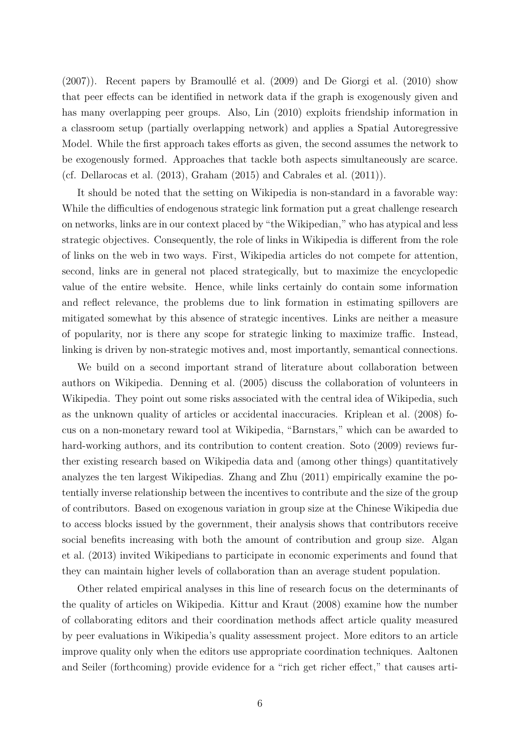(2007)). Recent papers by Bramoullé et al. (2009) and De Giorgi et al. (2010) show that peer effects can be identified in network data if the graph is exogenously given and has many overlapping peer groups. Also, Lin (2010) exploits friendship information in a classroom setup (partially overlapping network) and applies a Spatial Autoregressive Model. While the first approach takes efforts as given, the second assumes the network to be exogenously formed. Approaches that tackle both aspects simultaneously are scarce. (cf. Dellarocas et al. (2013), Graham (2015) and Cabrales et al. (2011)).

It should be noted that the setting on Wikipedia is non-standard in a favorable way: While the difficulties of endogenous strategic link formation put a great challenge research on networks, links are in our context placed by "the Wikipedian," who has atypical and less strategic objectives. Consequently, the role of links in Wikipedia is different from the role of links on the web in two ways. First, Wikipedia articles do not compete for attention, second, links are in general not placed strategically, but to maximize the encyclopedic value of the entire website. Hence, while links certainly do contain some information and reflect relevance, the problems due to link formation in estimating spillovers are mitigated somewhat by this absence of strategic incentives. Links are neither a measure of popularity, nor is there any scope for strategic linking to maximize traffic. Instead, linking is driven by non-strategic motives and, most importantly, semantical connections.

We build on a second important strand of literature about collaboration between authors on Wikipedia. Denning et al. (2005) discuss the collaboration of volunteers in Wikipedia. They point out some risks associated with the central idea of Wikipedia, such as the unknown quality of articles or accidental inaccuracies. Kriplean et al. (2008) focus on a non-monetary reward tool at Wikipedia, "Barnstars," which can be awarded to hard-working authors, and its contribution to content creation. Soto (2009) reviews further existing research based on Wikipedia data and (among other things) quantitatively analyzes the ten largest Wikipedias. Zhang and Zhu (2011) empirically examine the potentially inverse relationship between the incentives to contribute and the size of the group of contributors. Based on exogenous variation in group size at the Chinese Wikipedia due to access blocks issued by the government, their analysis shows that contributors receive social benefits increasing with both the amount of contribution and group size. Algan et al. (2013) invited Wikipedians to participate in economic experiments and found that they can maintain higher levels of collaboration than an average student population.

Other related empirical analyses in this line of research focus on the determinants of the quality of articles on Wikipedia. Kittur and Kraut (2008) examine how the number of collaborating editors and their coordination methods affect article quality measured by peer evaluations in Wikipedia's quality assessment project. More editors to an article improve quality only when the editors use appropriate coordination techniques. Aaltonen and Seiler (forthcoming) provide evidence for a "rich get richer effect," that causes arti-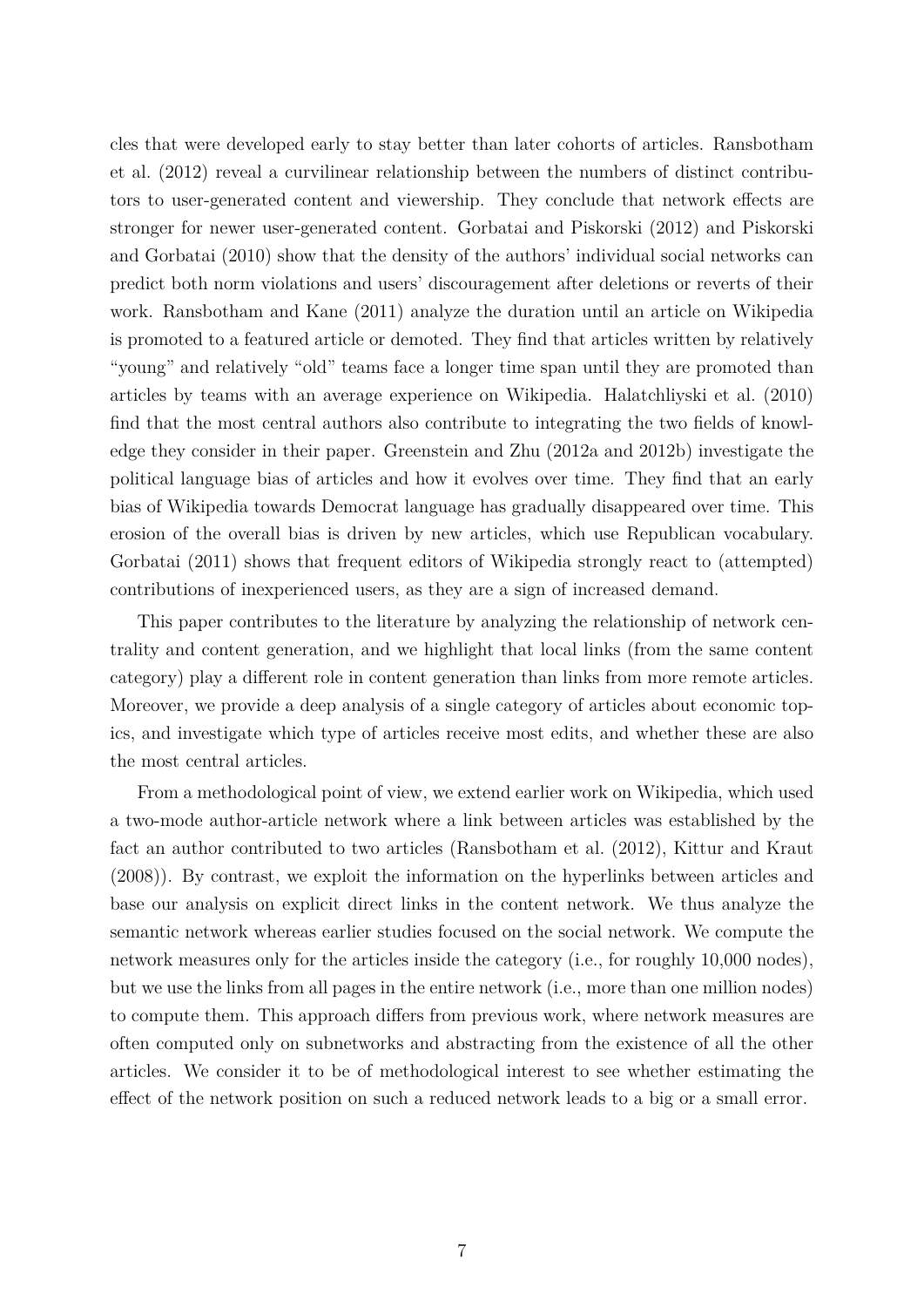cles that were developed early to stay better than later cohorts of articles. Ransbotham et al. (2012) reveal a curvilinear relationship between the numbers of distinct contributors to user-generated content and viewership. They conclude that network effects are stronger for newer user-generated content. Gorbatai and Piskorski (2012) and Piskorski and Gorbatai (2010) show that the density of the authors' individual social networks can predict both norm violations and users' discouragement after deletions or reverts of their work. Ransbotham and Kane (2011) analyze the duration until an article on Wikipedia is promoted to a featured article or demoted. They find that articles written by relatively "young" and relatively "old" teams face a longer time span until they are promoted than articles by teams with an average experience on Wikipedia. Halatchliyski et al. (2010) find that the most central authors also contribute to integrating the two fields of knowledge they consider in their paper. Greenstein and Zhu (2012a and 2012b) investigate the political language bias of articles and how it evolves over time. They find that an early bias of Wikipedia towards Democrat language has gradually disappeared over time. This erosion of the overall bias is driven by new articles, which use Republican vocabulary. Gorbatai (2011) shows that frequent editors of Wikipedia strongly react to (attempted) contributions of inexperienced users, as they are a sign of increased demand.

This paper contributes to the literature by analyzing the relationship of network centrality and content generation, and we highlight that local links (from the same content category) play a different role in content generation than links from more remote articles. Moreover, we provide a deep analysis of a single category of articles about economic topics, and investigate which type of articles receive most edits, and whether these are also the most central articles.

From a methodological point of view, we extend earlier work on Wikipedia, which used a two-mode author-article network where a link between articles was established by the fact an author contributed to two articles (Ransbotham et al. (2012), Kittur and Kraut (2008)). By contrast, we exploit the information on the hyperlinks between articles and base our analysis on explicit direct links in the content network. We thus analyze the semantic network whereas earlier studies focused on the social network. We compute the network measures only for the articles inside the category (i.e., for roughly 10,000 nodes), but we use the links from all pages in the entire network (i.e., more than one million nodes) to compute them. This approach differs from previous work, where network measures are often computed only on subnetworks and abstracting from the existence of all the other articles. We consider it to be of methodological interest to see whether estimating the effect of the network position on such a reduced network leads to a big or a small error.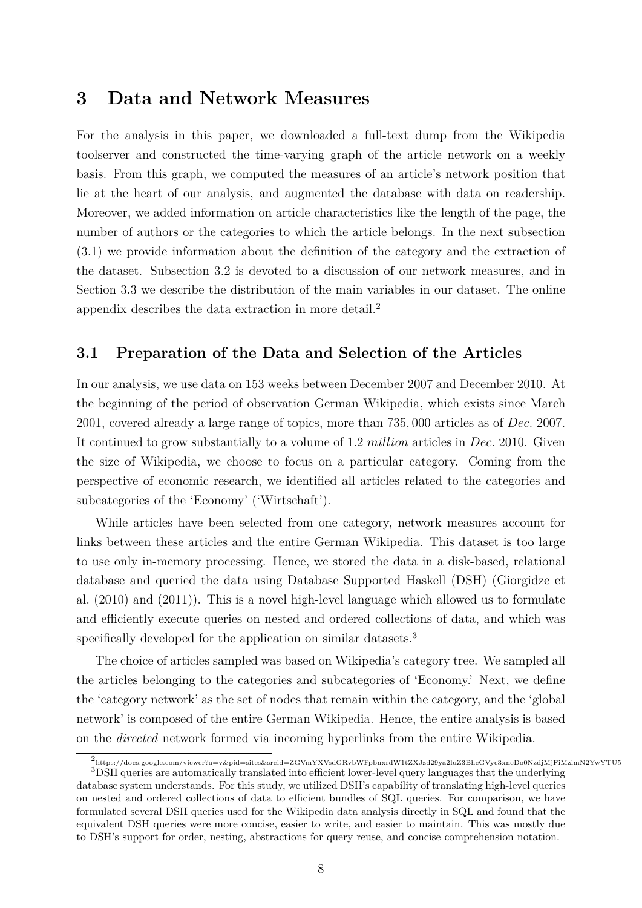## 3 Data and Network Measures

For the analysis in this paper, we downloaded a full-text dump from the Wikipedia toolserver and constructed the time-varying graph of the article network on a weekly basis. From this graph, we computed the measures of an article's network position that lie at the heart of our analysis, and augmented the database with data on readership. Moreover, we added information on article characteristics like the length of the page, the number of authors or the categories to which the article belongs. In the next subsection (3.1) we provide information about the definition of the category and the extraction of the dataset. Subsection 3.2 is devoted to a discussion of our network measures, and in Section 3.3 we describe the distribution of the main variables in our dataset. The online appendix describes the data extraction in more detail.[2]

### 3.1 Preparation of the Data and Selection of the Articles

In our analysis, we use data on 153 weeks between December 2007 and December 2010. At the beginning of the period of observation German Wikipedia, which exists since March 2001, covered already a large range of topics, more than 735,000 articles as of *Dec.* 2007. It continued to grow substantially to a volume of 1.2 *million* articles in *Dec.* 2010. Given the size of Wikipedia, we choose to focus on a particular category. Coming from the perspective of economic research, we identified all articles related to the categories and subcategories of the 'Economy' ('Wirtschaft').

While articles have been selected from one category, network measures account for links between these articles and the entire German Wikipedia. This dataset is too large to use only in-memory processing. Hence, we stored the data in a disk-based, relational database and queried the data using Database Supported Haskell (DSH) (Giorgidze et al. (2010) and (2011)). This is a novel high-level language which allowed us to formulate and efficiently execute queries on nested and ordered collections of data, and which was specifically developed for the application on similar datasets.[3]

The choice of articles sampled was based on Wikipedia's category tree. We sampled all the articles belonging to the categories and subcategories of 'Economy.' Next, we define the 'category network' as the set of nodes that remain within the category, and the 'global network' is composed of the entire German Wikipedia. Hence, the entire analysis is based on the *directed* network formed via incoming hyperlinks from the entire Wikipedia.

[2] https://docs.google.com/viewer?a=v&pid=sites&srcid=ZGVmYXVsdGRvbWFpbnxrdW1tZXJzd29ya2luZ3BhcGVyc3xneDo0NzdjMjFiMzlmN2YwYTU5

[3] DSH queries are automatically translated into efficient lower-level query languages that the underlying database system understands. For this study, we utilized DSH's capability of translating high-level queries on nested and ordered collections of data to efficient bundles of SQL queries. For comparison, we have formulated several DSH queries used for the Wikipedia data analysis directly in SQL and found that the equivalent DSH queries were more concise, easier to write, and easier to maintain. This was mostly due to DSH's support for order, nesting, abstractions for query reuse, and concise comprehension notation.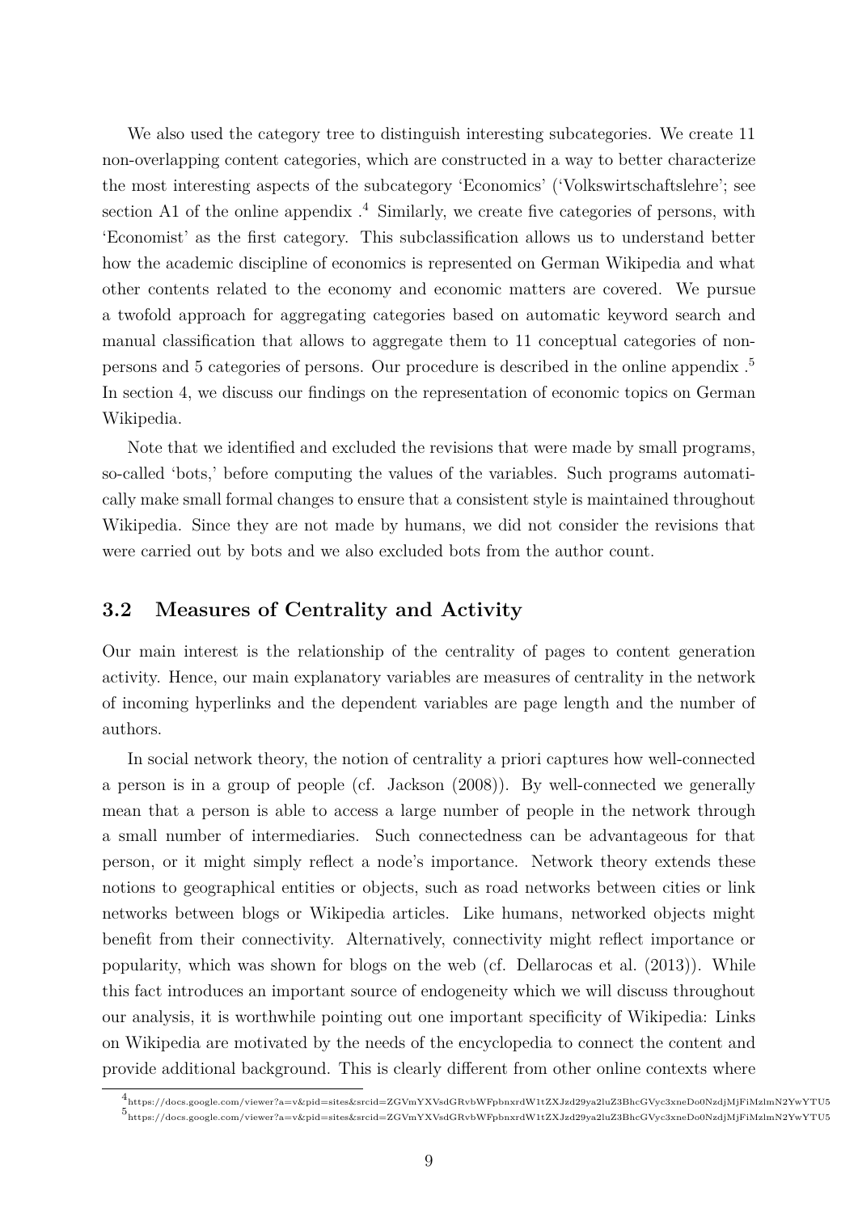We also used the category tree to distinguish interesting subcategories. We create 11 non-overlapping content categories, which are constructed in a way to better characterize the most interesting aspects of the subcategory 'Economics' ('Volkswirtschaftslehre'; see section A1 of the online appendix .[4] Similarly, we create five categories of persons, with 'Economist' as the first category. This subclassification allows us to understand better how the academic discipline of economics is represented on German Wikipedia and what other contents related to the economy and economic matters are covered. We pursue a twofold approach for aggregating categories based on automatic keyword search and manual classification that allows to aggregate them to 11 conceptual categories of non-persons and 5 categories of persons. Our procedure is described in the online appendix .[5] In section 4, we discuss our findings on the representation of economic topics on German Wikipedia.

Note that we identified and excluded the revisions that were made by small programs, so-called 'bots,' before computing the values of the variables. Such programs automatically make small formal changes to ensure that a consistent style is maintained throughout Wikipedia. Since they are not made by humans, we did not consider the revisions that were carried out by bots and we also excluded bots from the author count.

## 3.2 Measures of Centrality and Activity

Our main interest is the relationship of the centrality of pages to content generation activity. Hence, our main explanatory variables are measures of centrality in the network of incoming hyperlinks and the dependent variables are page length and the number of authors.

In social network theory, the notion of centrality a priori captures how well-connected a person is in a group of people (cf. Jackson (2008)). By well-connected we generally mean that a person is able to access a large number of people in the network through a small number of intermediaries. Such connectedness can be advantageous for that person, or it might simply reflect a node's importance. Network theory extends these notions to geographical entities or objects, such as road networks between cities or link networks between blogs or Wikipedia articles. Like humans, networked objects might benefit from their connectivity. Alternatively, connectivity might reflect importance or popularity, which was shown for blogs on the web (cf. Dellarocas et al. (2013)). While this fact introduces an important source of endogeneity which we will discuss throughout our analysis, it is worthwhile pointing out one important specificity of Wikipedia: Links on Wikipedia are motivated by the needs of the encyclopedia to connect the content and provide additional background. This is clearly different from other online contexts where

[4] https://docs.google.com/viewer?a=v&pid=sites&srcid=ZGVmYXVsdGRvbWFpbnxrdW1tZXJzd29ya2luZ3BhcGVyc3xneDo0NzdjMjFiMzlmN2YwYTU5

[5] https://docs.google.com/viewer?a=v&pid=sites&srcid=ZGVmYXVsdGRvbWFpbnxrdW1tZXJzd29ya2luZ3BhcGVyc3xneDo0NzdjMjFiMzlmN2YwYTU5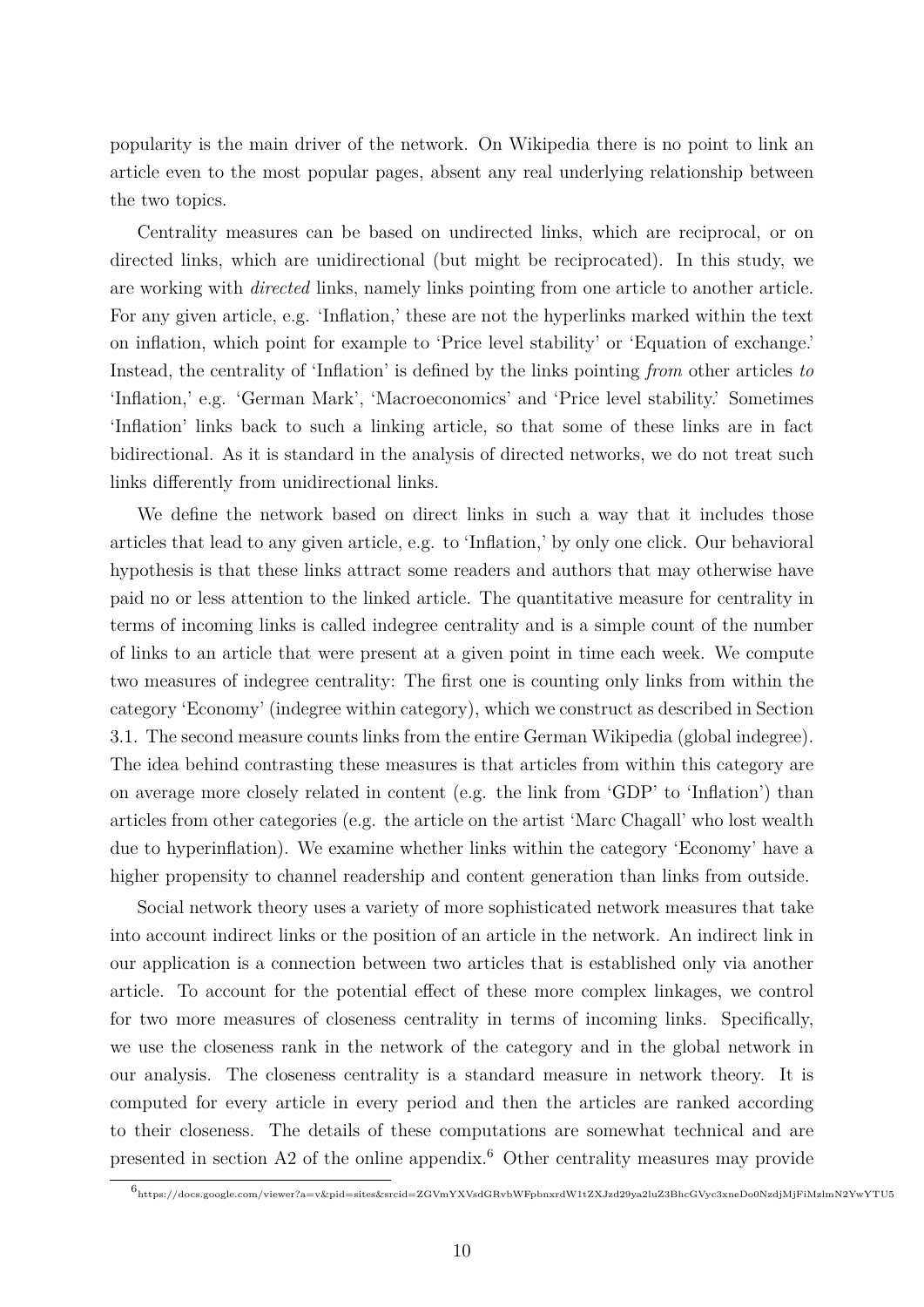popularity is the main driver of the network. On Wikipedia there is no point to link an article even to the most popular pages, absent any real underlying relationship between the two topics.

Centrality measures can be based on undirected links, which are reciprocal, or on directed links, which are unidirectional (but might be reciprocated). In this study, we are working with *directed* links, namely links pointing from one article to another article. For any given article, e.g. 'Inflation,' these are not the hyperlinks marked within the text on inflation, which point for example to 'Price level stability' or 'Equation of exchange.' Instead, the centrality of 'Inflation' is defined by the links pointing *from* other articles *to* 'Inflation,' e.g. 'German Mark', 'Macroeconomics' and 'Price level stability.' Sometimes 'Inflation' links back to such a linking article, so that some of these links are in fact bidirectional. As it is standard in the analysis of directed networks, we do not treat such links differently from unidirectional links.

We define the network based on direct links in such a way that it includes those articles that lead to any given article, e.g. to 'Inflation,' by only one click. Our behavioral hypothesis is that these links attract some readers and authors that may otherwise have paid no or less attention to the linked article. The quantitative measure for centrality in terms of incoming links is called indegree centrality and is a simple count of the number of links to an article that were present at a given point in time each week. We compute two measures of indegree centrality: The first one is counting only links from within the category 'Economy' (indegree within category), which we construct as described in Section 3.1. The second measure counts links from the entire German Wikipedia (global indegree). The idea behind contrasting these measures is that articles from within this category are on average more closely related in content (e.g. the link from 'GDP' to 'Inflation') than articles from other categories (e.g. the article on the artist 'Marc Chagall' who lost wealth due to hyperinflation). We examine whether links within the category 'Economy' have a higher propensity to channel readership and content generation than links from outside.

Social network theory uses a variety of more sophisticated network measures that take into account indirect links or the position of an article in the network. An indirect link in our application is a connection between two articles that is established only via another article. To account for the potential effect of these more complex linkages, we control for two more measures of closeness centrality in terms of incoming links. Specifically, we use the closeness rank in the network of the category and in the global network in our analysis. The closeness centrality is a standard measure in network theory. It is computed for every article in every period and then the articles are ranked according to their closeness. The details of these computations are somewhat technical and are presented in section A2 of the online appendix.[6] Other centrality measures may provide

[6] https://docs.google.com/viewer?a=v&pid=sites&srcid=ZGVmYXVsdGRvbWFpbnxrdW1tZXJzd29ya2luZ3BhcGVyc3xneDo0NzdjMjFiMzlmN2YwYTU5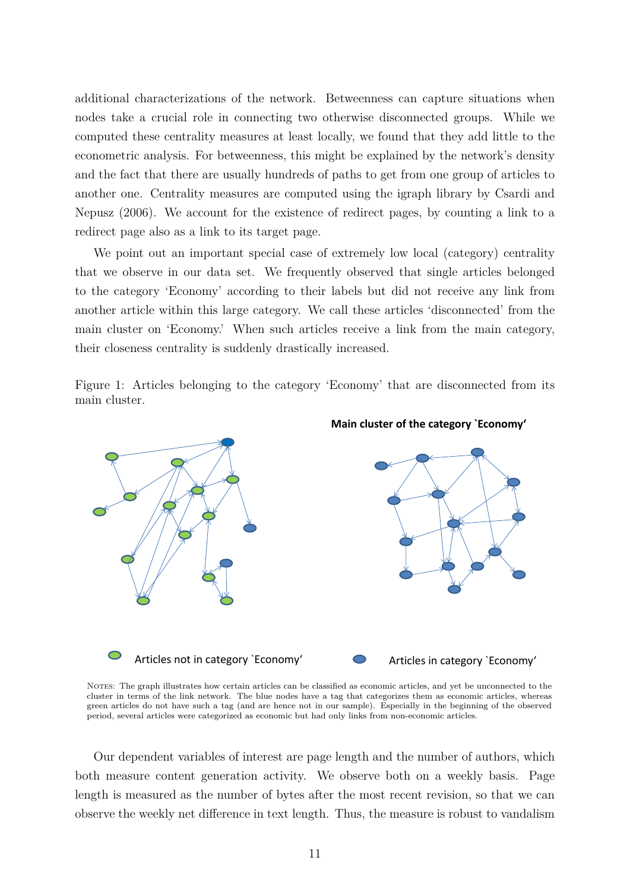additional characterizations of the network. Betweenness can capture situations when nodes take a crucial role in connecting two otherwise disconnected groups. While we computed these centrality measures at least locally, we found that they add little to the econometric analysis. For betweenness, this might be explained by the network's density and the fact that there are usually hundreds of paths to get from one group of articles to another one. Centrality measures are computed using the igraph library by Csardi and Nepusz (2006). We account for the existence of redirect pages, by counting a link to a redirect page also as a link to its target page.

We point out an important special case of extremely low local (category) centrality that we observe in our data set. We frequently observed that single articles belonged to the category 'Economy' according to their labels but did not receive any link from another article within this large category. We call these articles 'disconnected' from the main cluster on 'Economy.' When such articles receive a link from the main category, their closeness centrality is suddenly drastically increased.

Figure 1: Articles belonging to the category 'Economy' that are disconnected from its main cluster.

Main cluster of the category `Economy'

Articles not in category `Economy'

Articles in category `Economy'

NOTES: The graph illustrates how certain articles can be classified as economic articles, and yet be unconnected to the cluster in terms of the link network. The blue nodes have a tag that categorizes them as economic articles, whereas green articles do not have such a tag (and are hence not in our sample). Especially in the beginning of the observed period, several articles were categorized as economic but had only links from non-economic articles.

Our dependent variables of interest are page length and the number of authors, which both measure content generation activity. We observe both on a weekly basis. Page length is measured as the number of bytes after the most recent revision, so that we can observe the weekly net difference in text length. Thus, the measure is robust to vandalism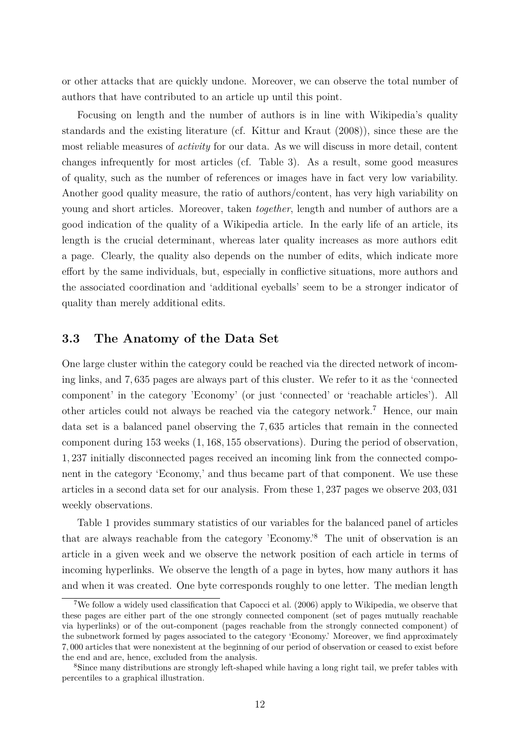or other attacks that are quickly undone. Moreover, we can observe the total number of authors that have contributed to an article up until this point.

Focusing on length and the number of authors is in line with Wikipedia's quality standards and the existing literature (cf. Kittur and Kraut (2008)), since these are the most reliable measures of *activity* for our data. As we will discuss in more detail, content changes infrequently for most articles (cf. Table 3). As a result, some good measures of quality, such as the number of references or images have in fact very low variability. Another good quality measure, the ratio of authors/content, has very high variability on young and short articles. Moreover, taken *together*, length and number of authors are a good indication of the quality of a Wikipedia article. In the early life of an article, its length is the crucial determinant, whereas later quality increases as more authors edit a page. Clearly, the quality also depends on the number of edits, which indicate more effort by the same individuals, but, especially in conflictive situations, more authors and the associated coordination and 'additional eyeballs' seem to be a stronger indicator of quality than merely additional edits.

### 3.3 The Anatomy of the Data Set

One large cluster within the category could be reached via the directed network of incoming links, and 7,635 pages are always part of this cluster. We refer to it as the 'connected component' in the category 'Economy' (or just 'connected' or 'reachable articles'). All other articles could not always be reached via the category network.[7] Hence, our main data set is a balanced panel observing the 7,635 articles that remain in the connected component during 153 weeks (1,168,155 observations). During the period of observation, 1,237 initially disconnected pages received an incoming link from the connected component in the category 'Economy,' and thus became part of that component. We use these articles in a second data set for our analysis. From these 1,237 pages we observe 203,031 weekly observations.

Table 1 provides summary statistics of our variables for the balanced panel of articles that are always reachable from the category 'Economy.'[8] The unit of observation is an article in a given week and we observe the network position of each article in terms of incoming hyperlinks. We observe the length of a page in bytes, how many authors it has and when it was created. One byte corresponds roughly to one letter. The median length

[7] We follow a widely used classification that Capocci et al. (2006) apply to Wikipedia, we observe that these pages are either part of the one strongly connected component (set of pages mutually reachable via hyperlinks) or of the out-component (pages reachable from the strongly connected component) of the subnetwork formed by pages associated to the category 'Economy.' Moreover, we find approximately 7,000 articles that were nonexistent at the beginning of our period of observation or ceased to exist before the end and are, hence, excluded from the analysis.

[8] Since many distributions are strongly left-shaped while having a long right tail, we prefer tables with percentiles to a graphical illustration.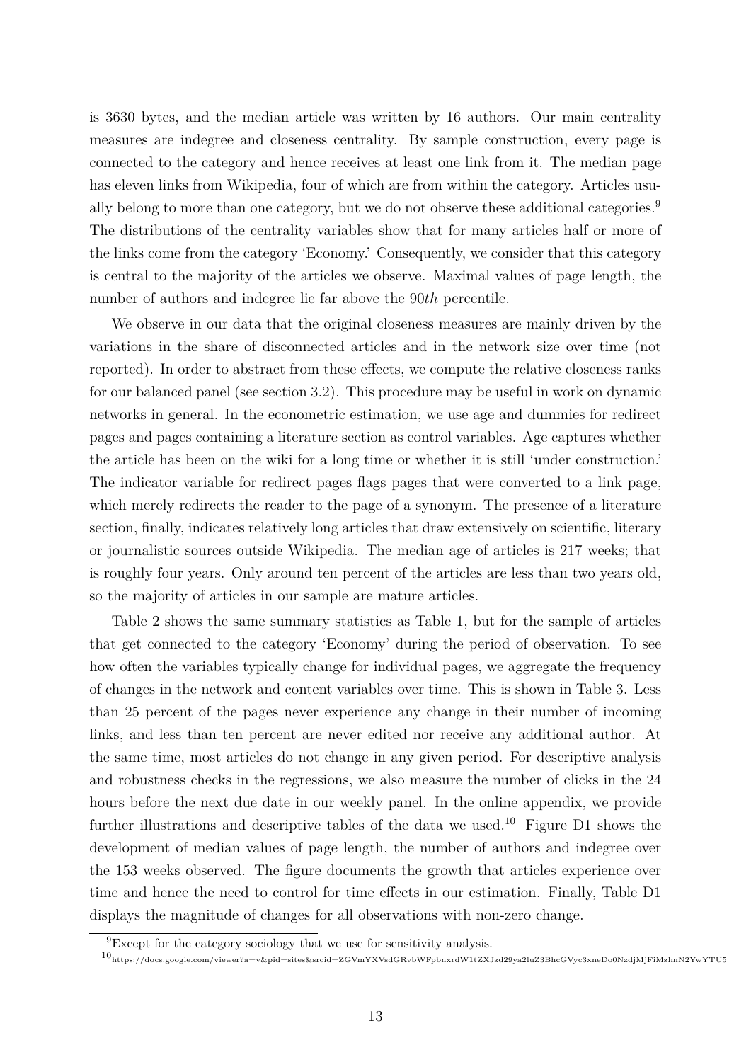is 3630 bytes, and the median article was written by 16 authors. Our main centrality measures are indegree and closeness centrality. By sample construction, every page is connected to the category and hence receives at least one link from it. The median page has eleven links from Wikipedia, four of which are from within the category. Articles usually belong to more than one category, but we do not observe these additional categories.[9] The distributions of the centrality variables show that for many articles half or more of the links come from the category 'Economy.' Consequently, we consider that this category is central to the majority of the articles we observe. Maximal values of page length, the number of authors and indegree lie far above the 90*th* percentile.

We observe in our data that the original closeness measures are mainly driven by the variations in the share of disconnected articles and in the network size over time (not reported). In order to abstract from these effects, we compute the relative closeness ranks for our balanced panel (see section 3.2). This procedure may be useful in work on dynamic networks in general. In the econometric estimation, we use age and dummies for redirect pages and pages containing a literature section as control variables. Age captures whether the article has been on the wiki for a long time or whether it is still 'under construction.' The indicator variable for redirect pages flags pages that were converted to a link page, which merely redirects the reader to the page of a synonym. The presence of a literature section, finally, indicates relatively long articles that draw extensively on scientific, literary or journalistic sources outside Wikipedia. The median age of articles is 217 weeks; that is roughly four years. Only around ten percent of the articles are less than two years old, so the majority of articles in our sample are mature articles.

Table 2 shows the same summary statistics as Table 1, but for the sample of articles that get connected to the category 'Economy' during the period of observation. To see how often the variables typically change for individual pages, we aggregate the frequency of changes in the network and content variables over time. This is shown in Table 3. Less than 25 percent of the pages never experience any change in their number of incoming links, and less than ten percent are never edited nor receive any additional author. At the same time, most articles do not change in any given period. For descriptive analysis and robustness checks in the regressions, we also measure the number of clicks in the 24 hours before the next due date in our weekly panel. In the online appendix, we provide further illustrations and descriptive tables of the data we used.[10] Figure D1 shows the development of median values of page length, the number of authors and indegree over the 153 weeks observed. The figure documents the growth that articles experience over time and hence the need to control for time effects in our estimation. Finally, Table D1 displays the magnitude of changes for all observations with non-zero change.

[9] Except for the category sociology that we use for sensitivity analysis.

[10] https://docs.google.com/viewer?a=v&pid=sites&srcid=ZGVmYXVsdGRvbWFpbnxrdW1tZXJzd29ya2luZ3BhcGVyc3xneDo0NzdjMjFiMzlmN2YwYTU5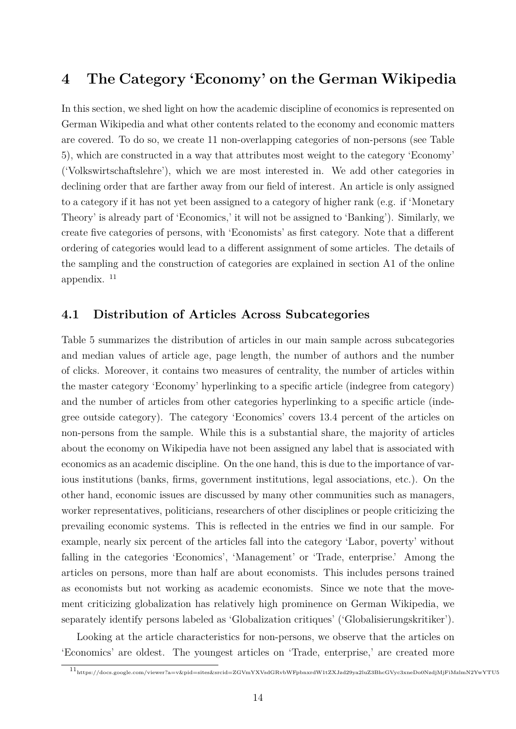# 4 The Category 'Economy' on the German Wikipedia

In this section, we shed light on how the academic discipline of economics is represented on German Wikipedia and what other contents related to the economy and economic matters are covered. To do so, we create 11 non-overlapping categories of non-persons (see Table 5), which are constructed in a way that attributes most weight to the category 'Economy' ('Volkswirtschaftslehre'), which we are most interested in. We add other categories in declining order that are farther away from our field of interest. An article is only assigned to a category if it has not yet been assigned to a category of higher rank (e.g. if 'Monetary Theory' is already part of 'Economics,' it will not be assigned to 'Banking'). Similarly, we create five categories of persons, with 'Economists' as first category. Note that a different ordering of categories would lead to a different assignment of some articles. The details of the sampling and the construction of categories are explained in section A1 of the online appendix. [11]

## 4.1 Distribution of Articles Across Subcategories

Table 5 summarizes the distribution of articles in our main sample across subcategories and median values of article age, page length, the number of authors and the number of clicks. Moreover, it contains two measures of centrality, the number of articles within the master category 'Economy' hyperlinking to a specific article (indegree from category) and the number of articles from other categories hyperlinking to a specific article (indegree outside category). The category 'Economics' covers 13.4 percent of the articles on non-persons from the sample. While this is a substantial share, the majority of articles about the economy on Wikipedia have not been assigned any label that is associated with economics as an academic discipline. On the one hand, this is due to the importance of various institutions (banks, firms, government institutions, legal associations, etc.). On the other hand, economic issues are discussed by many other communities such as managers, worker representatives, politicians, researchers of other disciplines or people criticizing the prevailing economic systems. This is reflected in the entries we find in our sample. For example, nearly six percent of the articles fall into the category 'Labor, poverty' without falling in the categories 'Economics', 'Management' or 'Trade, enterprise.' Among the articles on persons, more than half are about economists. This includes persons trained as economists but not working as academic economists. Since we note that the movement criticizing globalization has relatively high prominence on German Wikipedia, we separately identify persons labeled as 'Globalization critiques' ('Globalisierungskritiker').

Looking at the article characteristics for non-persons, we observe that the articles on 'Economics' are oldest. The youngest articles on 'Trade, enterprise,' are created more

[11] https://docs.google.com/viewer?a=v&pid=sites&srcid=ZGVmYXVsdGRvbWFpbnxrdW1tZXJzd29ya2luZ3BhcGVyc3xneDo0NzdjMjFiMzlmN2YwYTU5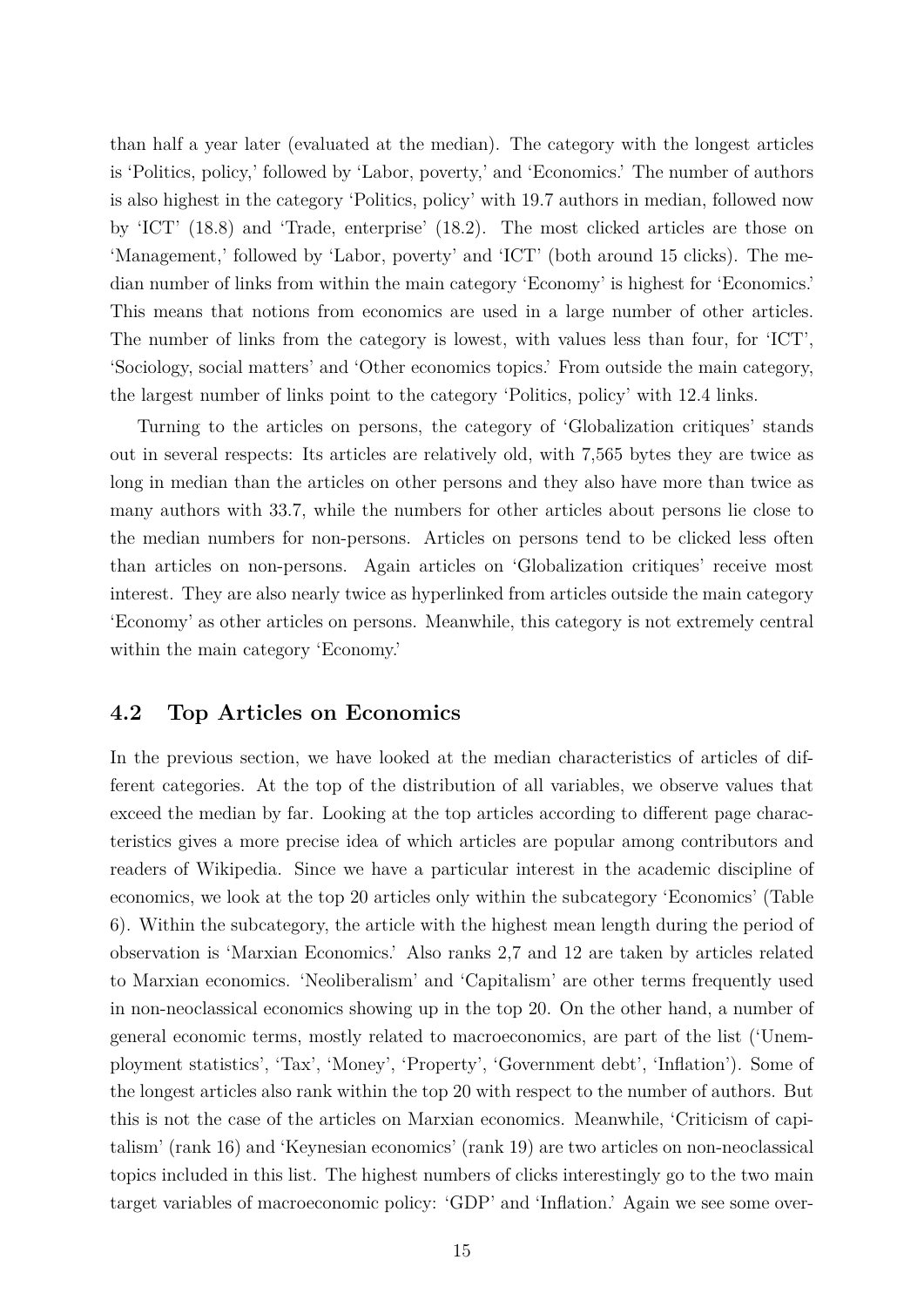than half a year later (evaluated at the median). The category with the longest articles is 'Politics, policy,' followed by 'Labor, poverty,' and 'Economics.' The number of authors is also highest in the category 'Politics, policy' with 19.7 authors in median, followed now by 'ICT' (18.8) and 'Trade, enterprise' (18.2). The most clicked articles are those on 'Management,' followed by 'Labor, poverty' and 'ICT' (both around 15 clicks). The median number of links from within the main category 'Economy' is highest for 'Economics.' This means that notions from economics are used in a large number of other articles. The number of links from the category is lowest, with values less than four, for 'ICT', 'Sociology, social matters' and 'Other economics topics.' From outside the main category, the largest number of links point to the category 'Politics, policy' with 12.4 links.

Turning to the articles on persons, the category of 'Globalization critiques' stands out in several respects: Its articles are relatively old, with 7,565 bytes they are twice as long in median than the articles on other persons and they also have more than twice as many authors with 33.7, while the numbers for other articles about persons lie close to the median numbers for non-persons. Articles on persons tend to be clicked less often than articles on non-persons. Again articles on 'Globalization critiques' receive most interest. They are also nearly twice as hyperlinked from articles outside the main category 'Economy' as other articles on persons. Meanwhile, this category is not extremely central within the main category 'Economy.'

## 4.2 Top Articles on Economics

In the previous section, we have looked at the median characteristics of articles of different categories. At the top of the distribution of all variables, we observe values that exceed the median by far. Looking at the top articles according to different page characteristics gives a more precise idea of which articles are popular among contributors and readers of Wikipedia. Since we have a particular interest in the academic discipline of economics, we look at the top 20 articles only within the subcategory 'Economics' (Table 6). Within the subcategory, the article with the highest mean length during the period of observation is 'Marxian Economics.' Also ranks 2,7 and 12 are taken by articles related to Marxian economics. 'Neoliberalism' and 'Capitalism' are other terms frequently used in non-neoclassical economics showing up in the top 20. On the other hand, a number of general economic terms, mostly related to macroeconomics, are part of the list ('Unemployment statistics', 'Tax', 'Money', 'Property', 'Government debt', 'Inflation'). Some of the longest articles also rank within the top 20 with respect to the number of authors. But this is not the case of the articles on Marxian economics. Meanwhile, 'Criticism of capitalism' (rank 16) and 'Keynesian economics' (rank 19) are two articles on non-neoclassical topics included in this list. The highest numbers of clicks interestingly go to the two main target variables of macroeconomic policy: 'GDP' and 'Inflation.' Again we see some over-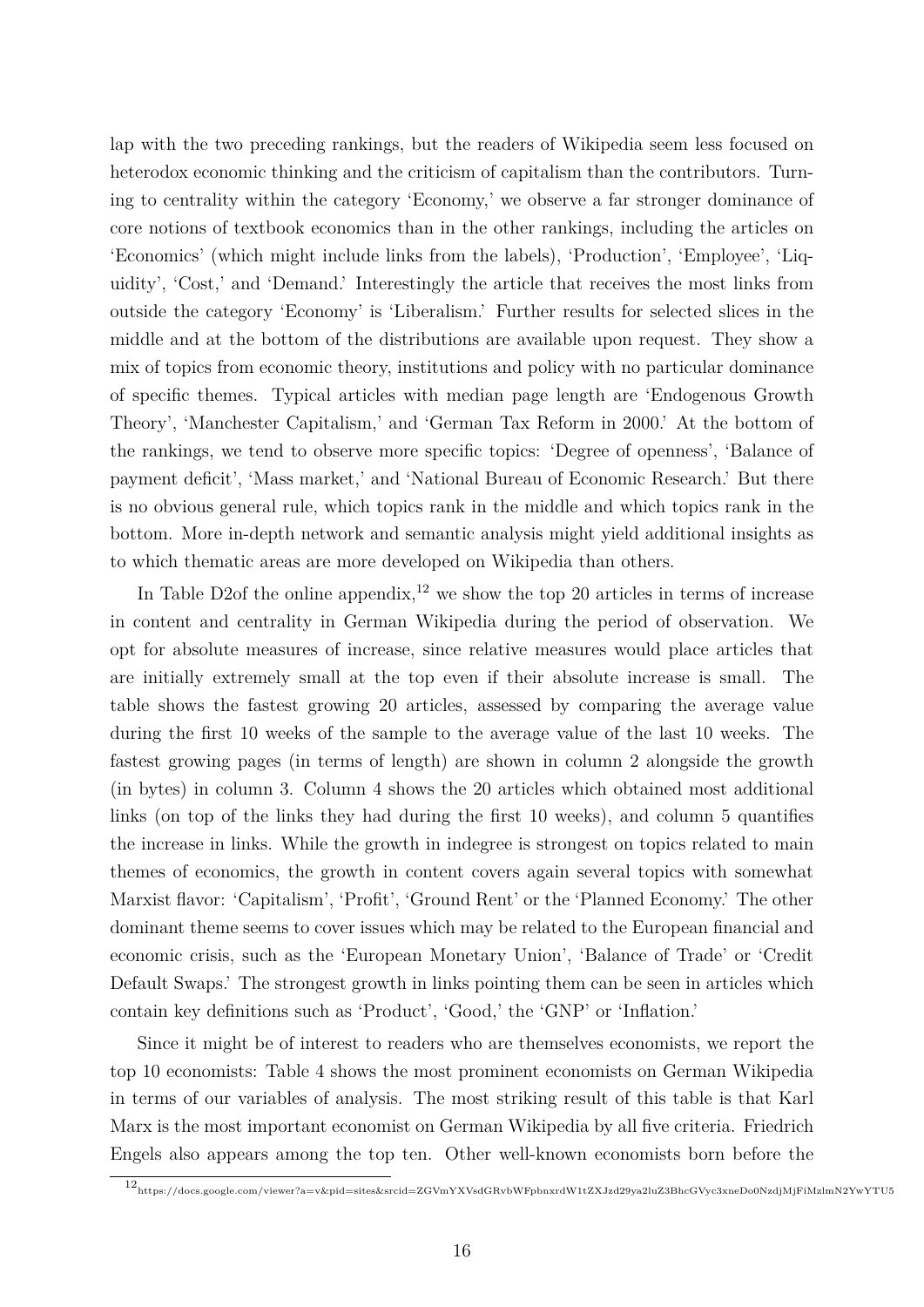lap with the two preceding rankings, but the readers of Wikipedia seem less focused on heterodox economic thinking and the criticism of capitalism than the contributors. Turning to centrality within the category 'Economy,' we observe a far stronger dominance of core notions of textbook economics than in the other rankings, including the articles on 'Economics' (which might include links from the labels), 'Production', 'Employee', 'Liquidity', 'Cost,' and 'Demand.' Interestingly the article that receives the most links from outside the category 'Economy' is 'Liberalism.' Further results for selected slices in the middle and at the bottom of the distributions are available upon request. They show a mix of topics from economic theory, institutions and policy with no particular dominance of specific themes. Typical articles with median page length are 'Endogenous Growth Theory', 'Manchester Capitalism,' and 'German Tax Reform in 2000.' At the bottom of the rankings, we tend to observe more specific topics: 'Degree of openness', 'Balance of payment deficit', 'Mass market,' and 'National Bureau of Economic Research.' But there is no obvious general rule, which topics rank in the middle and which topics rank in the bottom. More in-depth network and semantic analysis might yield additional insights as to which thematic areas are more developed on Wikipedia than others.

In Table D2of the online appendix,[12] we show the top 20 articles in terms of increase in content and centrality in German Wikipedia during the period of observation. We opt for absolute measures of increase, since relative measures would place articles that are initially extremely small at the top even if their absolute increase is small. The table shows the fastest growing 20 articles, assessed by comparing the average value during the first 10 weeks of the sample to the average value of the last 10 weeks. The fastest growing pages (in terms of length) are shown in column 2 alongside the growth (in bytes) in column 3. Column 4 shows the 20 articles which obtained most additional links (on top of the links they had during the first 10 weeks), and column 5 quantifies the increase in links. While the growth in indegree is strongest on topics related to main themes of economics, the growth in content covers again several topics with somewhat Marxist flavor: 'Capitalism', 'Profit', 'Ground Rent' or the 'Planned Economy.' The other dominant theme seems to cover issues which may be related to the European financial and economic crisis, such as the 'European Monetary Union', 'Balance of Trade' or 'Credit Default Swaps.' The strongest growth in links pointing them can be seen in articles which contain key definitions such as 'Product', 'Good,' the 'GNP' or 'Inflation.'

Since it might be of interest to readers who are themselves economists, we report the top 10 economists: Table 4 shows the most prominent economists on German Wikipedia in terms of our variables of analysis. The most striking result of this table is that Karl Marx is the most important economist on German Wikipedia by all five criteria. Friedrich Engels also appears among the top ten. Other well-known economists born before the

[12] https://docs.google.com/viewer?a=v&pid=sites&srcid=ZGVmYXVsdGRvbWFpbnxrdW1tZXJzd29ya2luZ3BhcGVyc3xneDo0NzdjMjFiMzlmN2YwYTU5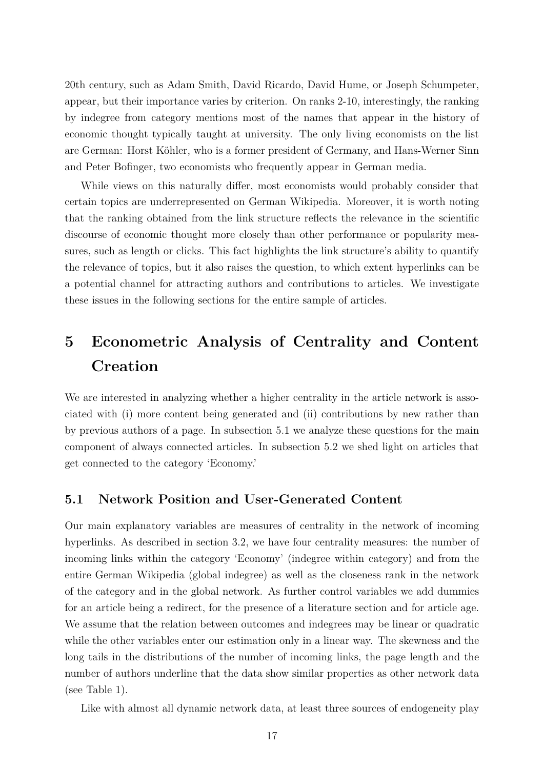20th century, such as Adam Smith, David Ricardo, David Hume, or Joseph Schumpeter, appear, but their importance varies by criterion. On ranks 2-10, interestingly, the ranking by indegree from category mentions most of the names that appear in the history of economic thought typically taught at university. The only living economists on the list are German: Horst Köhler, who is a former president of Germany, and Hans-Werner Sinn and Peter Bofinger, two economists who frequently appear in German media.

While views on this naturally differ, most economists would probably consider that certain topics are underrepresented on German Wikipedia. Moreover, it is worth noting that the ranking obtained from the link structure reflects the relevance in the scientific discourse of economic thought more closely than other performance or popularity measures, such as length or clicks. This fact highlights the link structure's ability to quantify the relevance of topics, but it also raises the question, to which extent hyperlinks can be a potential channel for attracting authors and contributions to articles. We investigate these issues in the following sections for the entire sample of articles.

# 5 Econometric Analysis of Centrality and Content Creation

We are interested in analyzing whether a higher centrality in the article network is associated with (i) more content being generated and (ii) contributions by new rather than by previous authors of a page. In subsection 5.1 we analyze these questions for the main component of always connected articles. In subsection 5.2 we shed light on articles that get connected to the category 'Economy.'

## 5.1 Network Position and User-Generated Content

Our main explanatory variables are measures of centrality in the network of incoming hyperlinks. As described in section 3.2, we have four centrality measures: the number of incoming links within the category 'Economy' (indegree within category) and from the entire German Wikipedia (global indegree) as well as the closeness rank in the network of the category and in the global network. As further control variables we add dummies for an article being a redirect, for the presence of a literature section and for article age. We assume that the relation between outcomes and indegrees may be linear or quadratic while the other variables enter our estimation only in a linear way. The skewness and the long tails in the distributions of the number of incoming links, the page length and the number of authors underline that the data show similar properties as other network data (see Table 1).

Like with almost all dynamic network data, at least three sources of endogeneity play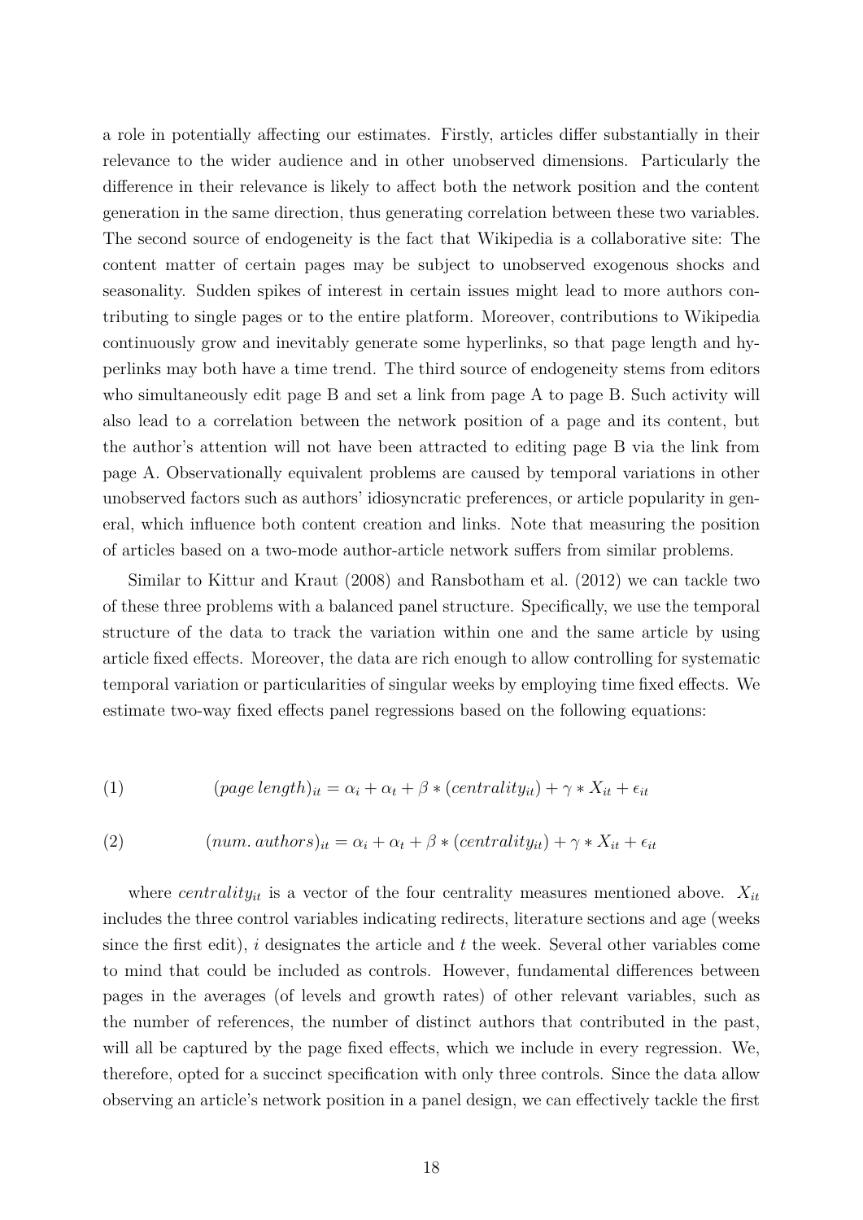a role in potentially affecting our estimates. Firstly, articles differ substantially in their relevance to the wider audience and in other unobserved dimensions. Particularly the difference in their relevance is likely to affect both the network position and the content generation in the same direction, thus generating correlation between these two variables. The second source of endogeneity is the fact that Wikipedia is a collaborative site: The content matter of certain pages may be subject to unobserved exogenous shocks and seasonality. Sudden spikes of interest in certain issues might lead to more authors contributing to single pages or to the entire platform. Moreover, contributions to Wikipedia continuously grow and inevitably generate some hyperlinks, so that page length and hyperlinks may both have a time trend. The third source of endogeneity stems from editors who simultaneously edit page B and set a link from page A to page B. Such activity will also lead to a correlation between the network position of a page and its content, but the author's attention will not have been attracted to editing page B via the link from page A. Observationally equivalent problems are caused by temporal variations in other unobserved factors such as authors' idiosyncratic preferences, or article popularity in general, which influence both content creation and links. Note that measuring the position of articles based on a two-mode author-article network suffers from similar problems.

Similar to Kittur and Kraut (2008) and Ransbotham et al. (2012) we can tackle two of these three problems with a balanced panel structure. Specifically, we use the temporal structure of the data to track the variation within one and the same article by using article fixed effects. Moreover, the data are rich enough to allow controlling for systematic temporal variation or particularities of singular weeks by employing time fixed effects. We estimate two-way fixed effects panel regressions based on the following equations:

$$(1) \qquad (page\,length)_{it} = \alpha_i + \alpha_t + \beta * (centrality_{it}) + \gamma * X_{it} + \epsilon_{it}$$

$$(2) \qquad (num.\,authors)_{it} = \alpha_i + \alpha_t + \beta * (centrality_{it}) + \gamma * X_{it} + \epsilon_{it}$$

where $centrality_{it}$ is a vector of the four centrality measures mentioned above. $X_{it}$ includes the three control variables indicating redirects, literature sections and age (weeks since the first edit), $i$ designates the article and $t$ the week. Several other variables come to mind that could be included as controls. However, fundamental differences between pages in the averages (of levels and growth rates) of other relevant variables, such as the number of references, the number of distinct authors that contributed in the past, will all be captured by the page fixed effects, which we include in every regression. We, therefore, opted for a succinct specification with only three controls. Since the data allow observing an article's network position in a panel design, we can effectively tackle the first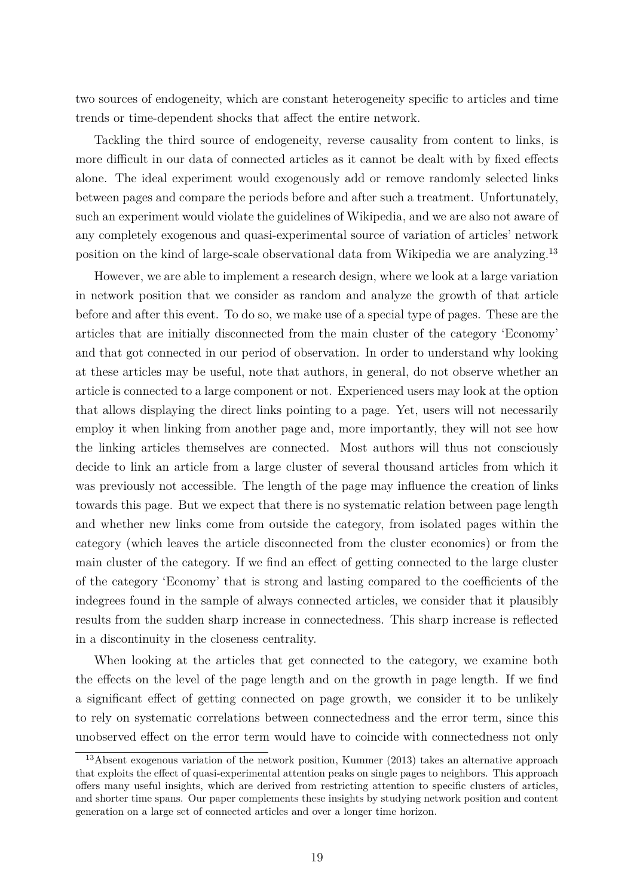two sources of endogeneity, which are constant heterogeneity specific to articles and time trends or time-dependent shocks that affect the entire network.

Tackling the third source of endogeneity, reverse causality from content to links, is more difficult in our data of connected articles as it cannot be dealt with by fixed effects alone. The ideal experiment would exogenously add or remove randomly selected links between pages and compare the periods before and after such a treatment. Unfortunately, such an experiment would violate the guidelines of Wikipedia, and we are also not aware of any completely exogenous and quasi-experimental source of variation of articles' network position on the kind of large-scale observational data from Wikipedia we are analyzing.[13]

However, we are able to implement a research design, where we look at a large variation in network position that we consider as random and analyze the growth of that article before and after this event. To do so, we make use of a special type of pages. These are the articles that are initially disconnected from the main cluster of the category 'Economy' and that got connected in our period of observation. In order to understand why looking at these articles may be useful, note that authors, in general, do not observe whether an article is connected to a large component or not. Experienced users may look at the option that allows displaying the direct links pointing to a page. Yet, users will not necessarily employ it when linking from another page and, more importantly, they will not see how the linking articles themselves are connected. Most authors will thus not consciously decide to link an article from a large cluster of several thousand articles from which it was previously not accessible. The length of the page may influence the creation of links towards this page. But we expect that there is no systematic relation between page length and whether new links come from outside the category, from isolated pages within the category (which leaves the article disconnected from the cluster economics) or from the main cluster of the category. If we find an effect of getting connected to the large cluster of the category 'Economy' that is strong and lasting compared to the coefficients of the indegrees found in the sample of always connected articles, we consider that it plausibly results from the sudden sharp increase in connectedness. This sharp increase is reflected in a discontinuity in the closeness centrality.

When looking at the articles that get connected to the category, we examine both the effects on the level of the page length and on the growth in page length. If we find a significant effect of getting connected on page growth, we consider it to be unlikely to rely on systematic correlations between connectedness and the error term, since this unobserved effect on the error term would have to coincide with connectedness not only

[13] Absent exogenous variation of the network position, Kummer (2013) takes an alternative approach that exploits the effect of quasi-experimental attention peaks on single pages to neighbors. This approach offers many useful insights, which are derived from restricting attention to specific clusters of articles, and shorter time spans. Our paper complements these insights by studying network position and content generation on a large set of connected articles and over a longer time horizon.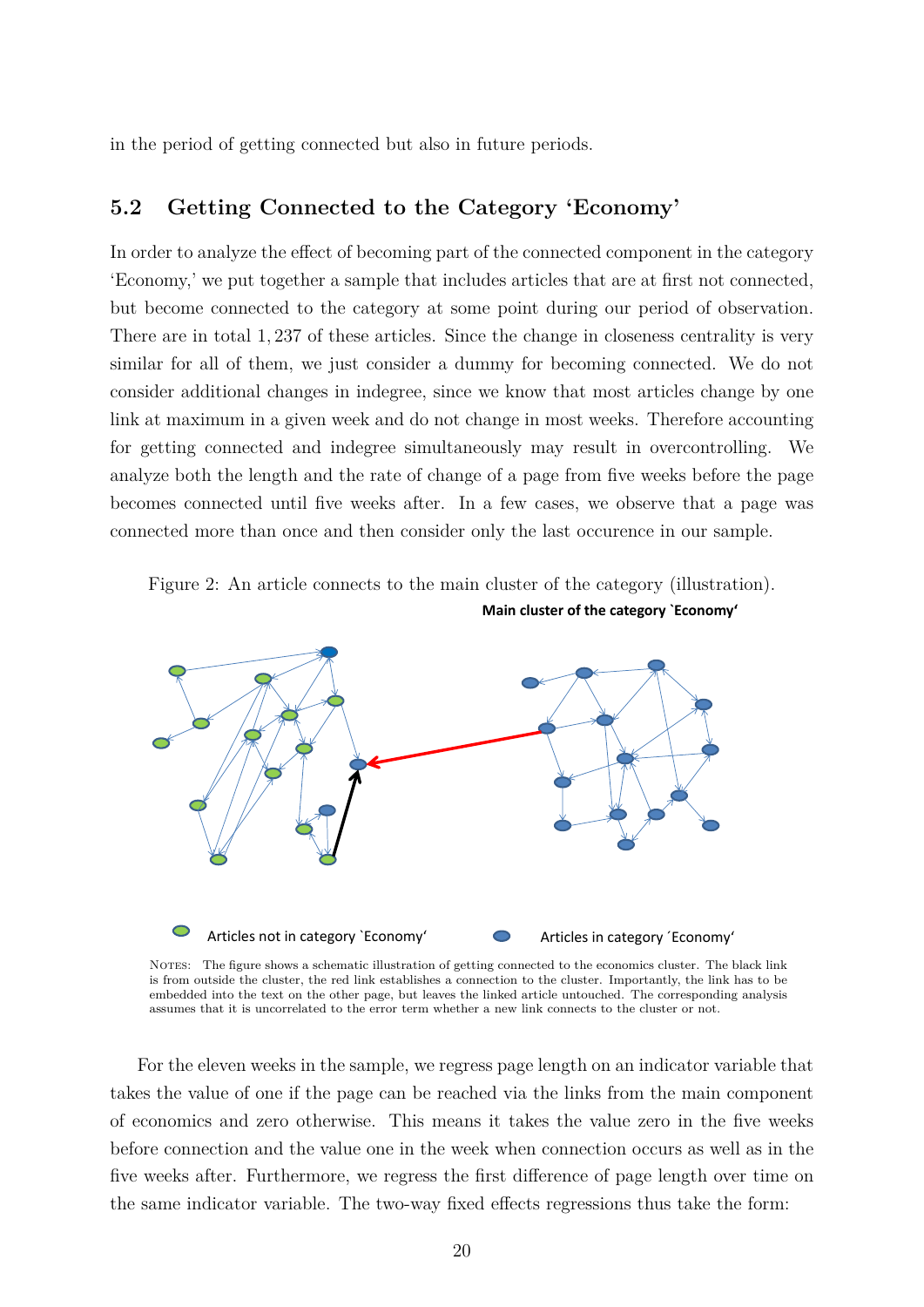in the period of getting connected but also in future periods.

## 5.2 Getting Connected to the Category 'Economy'

In order to analyze the effect of becoming part of the connected component in the category 'Economy,' we put together a sample that includes articles that are at first not connected, but become connected to the category at some point during our period of observation. There are in total 1,237 of these articles. Since the change in closeness centrality is very similar for all of them, we just consider a dummy for becoming connected. We do not consider additional changes in indegree, since we know that most articles change by one link at maximum in a given week and do not change in most weeks. Therefore accounting for getting connected and indegree simultaneously may result in overcontrolling. We analyze both the length and the rate of change of a page from five weeks before the page becomes connected until five weeks after. In a few cases, we observe that a page was connected more than once and then consider only the last occurence in our sample.

Figure 2: An article connects to the main cluster of the category (illustration).

Main cluster of the category `Economy'

Articles not in category `Economy' — Articles in category ´Economy'

NOTES: The figure shows a schematic illustration of getting connected to the economics cluster. The black link is from outside the cluster, the red link establishes a connection to the cluster. Importantly, the link has to be embedded into the text on the other page, but leaves the linked article untouched. The corresponding analysis assumes that it is uncorrelated to the error term whether a new link connects to the cluster or not.

For the eleven weeks in the sample, we regress page length on an indicator variable that takes the value of one if the page can be reached via the links from the main component of economics and zero otherwise. This means it takes the value zero in the five weeks before connection and the value one in the week when connection occurs as well as in the five weeks after. Furthermore, we regress the first difference of page length over time on the same indicator variable. The two-way fixed effects regressions thus take the form: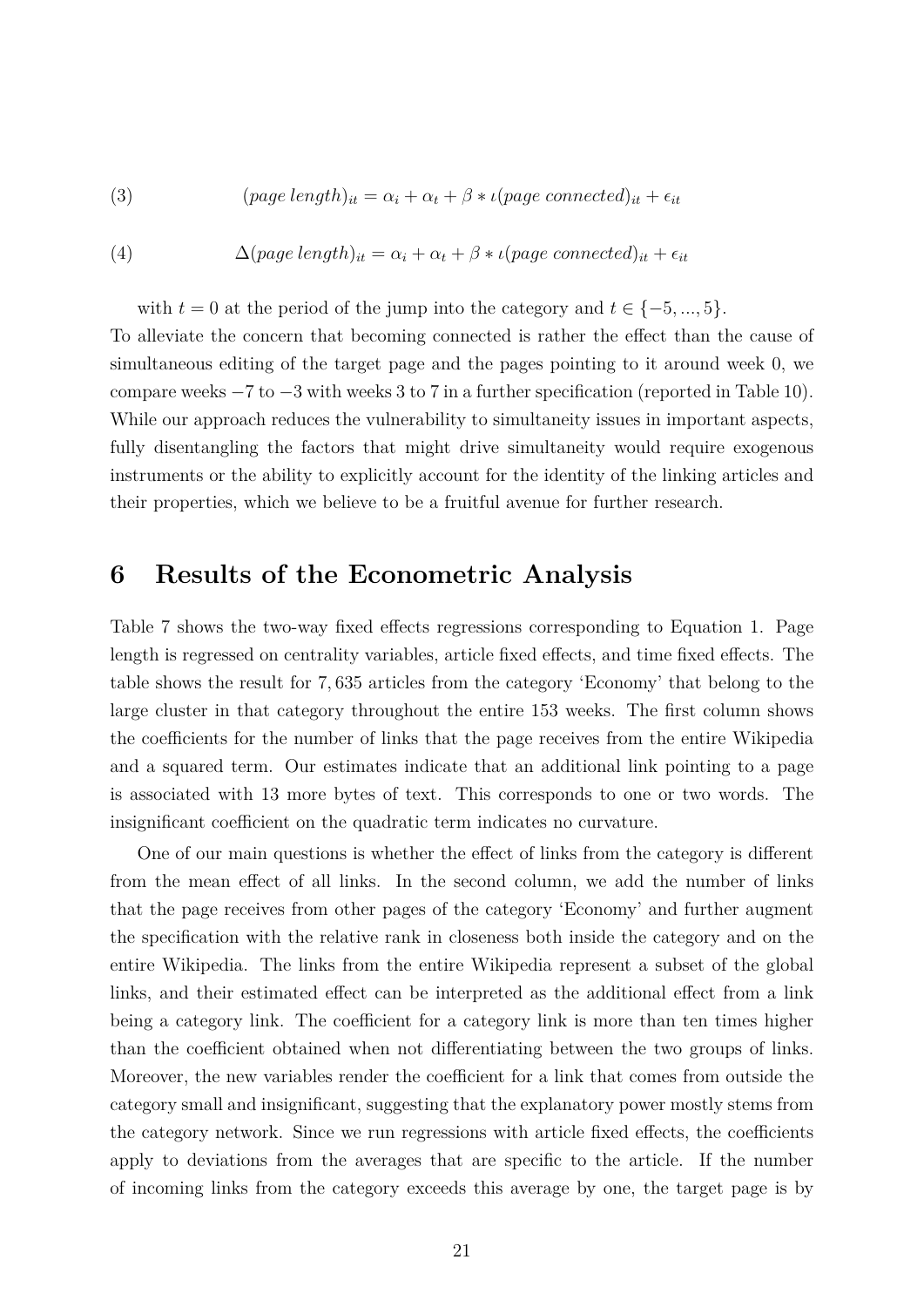$$(page\ length)_{it} = \alpha_i + \alpha_t + \beta * \iota(page\ connected)_{it} + \epsilon_{it} \tag{3}$$

$$\Delta(page\ length)_{it} = \alpha_i + \alpha_t + \beta * \iota(page\ connected)_{it} + \epsilon_{it} \tag{4}$$

with $t = 0$ at the period of the jump into the category and $t \in \{-5, ..., 5\}$.
To alleviate the concern that becoming connected is rather the effect than the cause of simultaneous editing of the target page and the pages pointing to it around week 0, we compare weeks $-7$ to $-3$ with weeks 3 to 7 in a further specification (reported in Table 10). While our approach reduces the vulnerability to simultaneity issues in important aspects, fully disentangling the factors that might drive simultaneity would require exogenous instruments or the ability to explicitly account for the identity of the linking articles and their properties, which we believe to be a fruitful avenue for further research.

# 6 Results of the Econometric Analysis

Table 7 shows the two-way fixed effects regressions corresponding to Equation 1. Page length is regressed on centrality variables, article fixed effects, and time fixed effects. The table shows the result for 7,635 articles from the category 'Economy' that belong to the large cluster in that category throughout the entire 153 weeks. The first column shows the coefficients for the number of links that the page receives from the entire Wikipedia and a squared term. Our estimates indicate that an additional link pointing to a page is associated with 13 more bytes of text. This corresponds to one or two words. The insignificant coefficient on the quadratic term indicates no curvature.

One of our main questions is whether the effect of links from the category is different from the mean effect of all links. In the second column, we add the number of links that the page receives from other pages of the category 'Economy' and further augment the specification with the relative rank in closeness both inside the category and on the entire Wikipedia. The links from the entire Wikipedia represent a subset of the global links, and their estimated effect can be interpreted as the additional effect from a link being a category link. The coefficient for a category link is more than ten times higher than the coefficient obtained when not differentiating between the two groups of links. Moreover, the new variables render the coefficient for a link that comes from outside the category small and insignificant, suggesting that the explanatory power mostly stems from the category network. Since we run regressions with article fixed effects, the coefficients apply to deviations from the averages that are specific to the article. If the number of incoming links from the category exceeds this average by one, the target page is by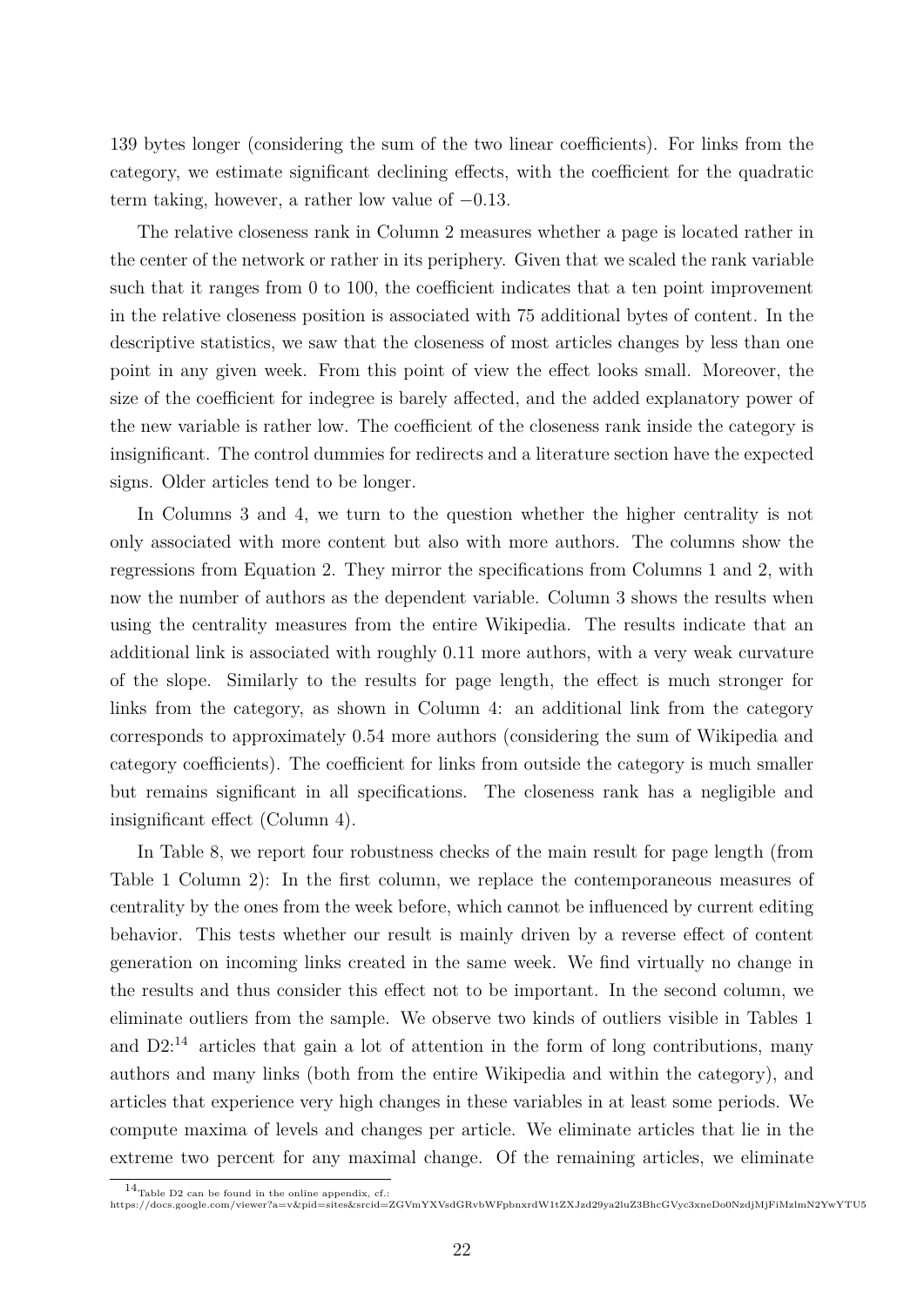139 bytes longer (considering the sum of the two linear coefficients). For links from the category, we estimate significant declining effects, with the coefficient for the quadratic term taking, however, a rather low value of $-0.13$.

The relative closeness rank in Column 2 measures whether a page is located rather in the center of the network or rather in its periphery. Given that we scaled the rank variable such that it ranges from 0 to 100, the coefficient indicates that a ten point improvement in the relative closeness position is associated with 75 additional bytes of content. In the descriptive statistics, we saw that the closeness of most articles changes by less than one point in any given week. From this point of view the effect looks small. Moreover, the size of the coefficient for indegree is barely affected, and the added explanatory power of the new variable is rather low. The coefficient of the closeness rank inside the category is insignificant. The control dummies for redirects and a literature section have the expected signs. Older articles tend to be longer.

In Columns 3 and 4, we turn to the question whether the higher centrality is not only associated with more content but also with more authors. The columns show the regressions from Equation 2. They mirror the specifications from Columns 1 and 2, with now the number of authors as the dependent variable. Column 3 shows the results when using the centrality measures from the entire Wikipedia. The results indicate that an additional link is associated with roughly 0.11 more authors, with a very weak curvature of the slope. Similarly to the results for page length, the effect is much stronger for links from the category, as shown in Column 4: an additional link from the category corresponds to approximately 0.54 more authors (considering the sum of Wikipedia and category coefficients). The coefficient for links from outside the category is much smaller but remains significant in all specifications. The closeness rank has a negligible and insignificant effect (Column 4).

In Table 8, we report four robustness checks of the main result for page length (from Table 1 Column 2): In the first column, we replace the contemporaneous measures of centrality by the ones from the week before, which cannot be influenced by current editing behavior. This tests whether our result is mainly driven by a reverse effect of content generation on incoming links created in the same week. We find virtually no change in the results and thus consider this effect not to be important. In the second column, we eliminate outliers from the sample. We observe two kinds of outliers visible in Tables 1 and D2:[14] articles that gain a lot of attention in the form of long contributions, many authors and many links (both from the entire Wikipedia and within the category), and articles that experience very high changes in these variables in at least some periods. We compute maxima of levels and changes per article. We eliminate articles that lie in the extreme two percent for any maximal change. Of the remaining articles, we eliminate

[14] Table D2 can be found in the online appendix, cf.: https://docs.google.com/viewer?a=v&pid=sites&srcid=ZGVmYXVsdGRvbWFpbnxrdW1tZXJzd29ya2luZ3BhcGVyc3xneDo0NzdjMjFiMzlmN2YwYTU5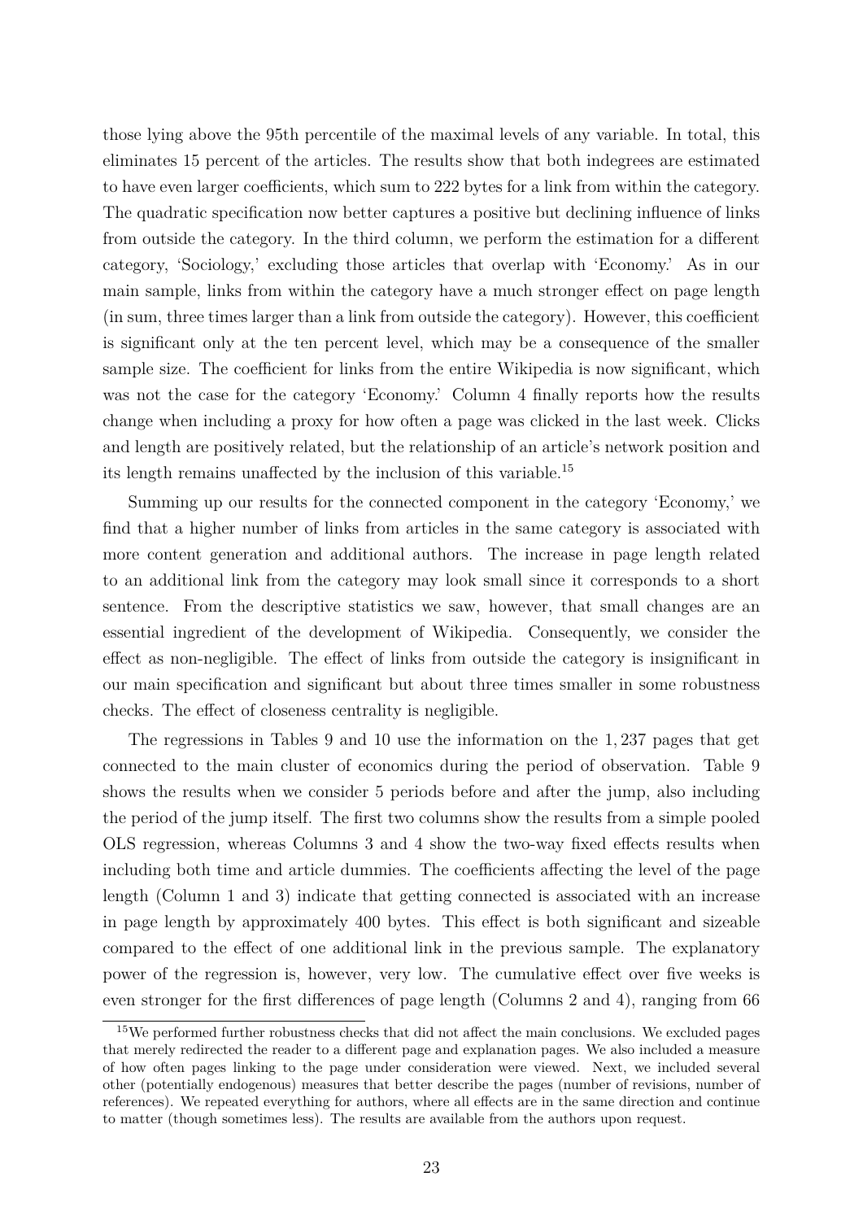those lying above the 95th percentile of the maximal levels of any variable. In total, this eliminates 15 percent of the articles. The results show that both indegrees are estimated to have even larger coefficients, which sum to 222 bytes for a link from within the category. The quadratic specification now better captures a positive but declining influence of links from outside the category. In the third column, we perform the estimation for a different category, 'Sociology,' excluding those articles that overlap with 'Economy.' As in our main sample, links from within the category have a much stronger effect on page length (in sum, three times larger than a link from outside the category). However, this coefficient is significant only at the ten percent level, which may be a consequence of the smaller sample size. The coefficient for links from the entire Wikipedia is now significant, which was not the case for the category 'Economy.' Column 4 finally reports how the results change when including a proxy for how often a page was clicked in the last week. Clicks and length are positively related, but the relationship of an article's network position and its length remains unaffected by the inclusion of this variable.[15]

Summing up our results for the connected component in the category 'Economy,' we find that a higher number of links from articles in the same category is associated with more content generation and additional authors. The increase in page length related to an additional link from the category may look small since it corresponds to a short sentence. From the descriptive statistics we saw, however, that small changes are an essential ingredient of the development of Wikipedia. Consequently, we consider the effect as non-negligible. The effect of links from outside the category is insignificant in our main specification and significant but about three times smaller in some robustness checks. The effect of closeness centrality is negligible.

The regressions in Tables 9 and 10 use the information on the 1,237 pages that get connected to the main cluster of economics during the period of observation. Table 9 shows the results when we consider 5 periods before and after the jump, also including the period of the jump itself. The first two columns show the results from a simple pooled OLS regression, whereas Columns 3 and 4 show the two-way fixed effects results when including both time and article dummies. The coefficients affecting the level of the page length (Column 1 and 3) indicate that getting connected is associated with an increase in page length by approximately 400 bytes. This effect is both significant and sizeable compared to the effect of one additional link in the previous sample. The explanatory power of the regression is, however, very low. The cumulative effect over five weeks is even stronger for the first differences of page length (Columns 2 and 4), ranging from 66

[15] We performed further robustness checks that did not affect the main conclusions. We excluded pages that merely redirected the reader to a different page and explanation pages. We also included a measure of how often pages linking to the page under consideration were viewed. Next, we included several other (potentially endogenous) measures that better describe the pages (number of revisions, number of references). We repeated everything for authors, where all effects are in the same direction and continue to matter (though sometimes less). The results are available from the authors upon request.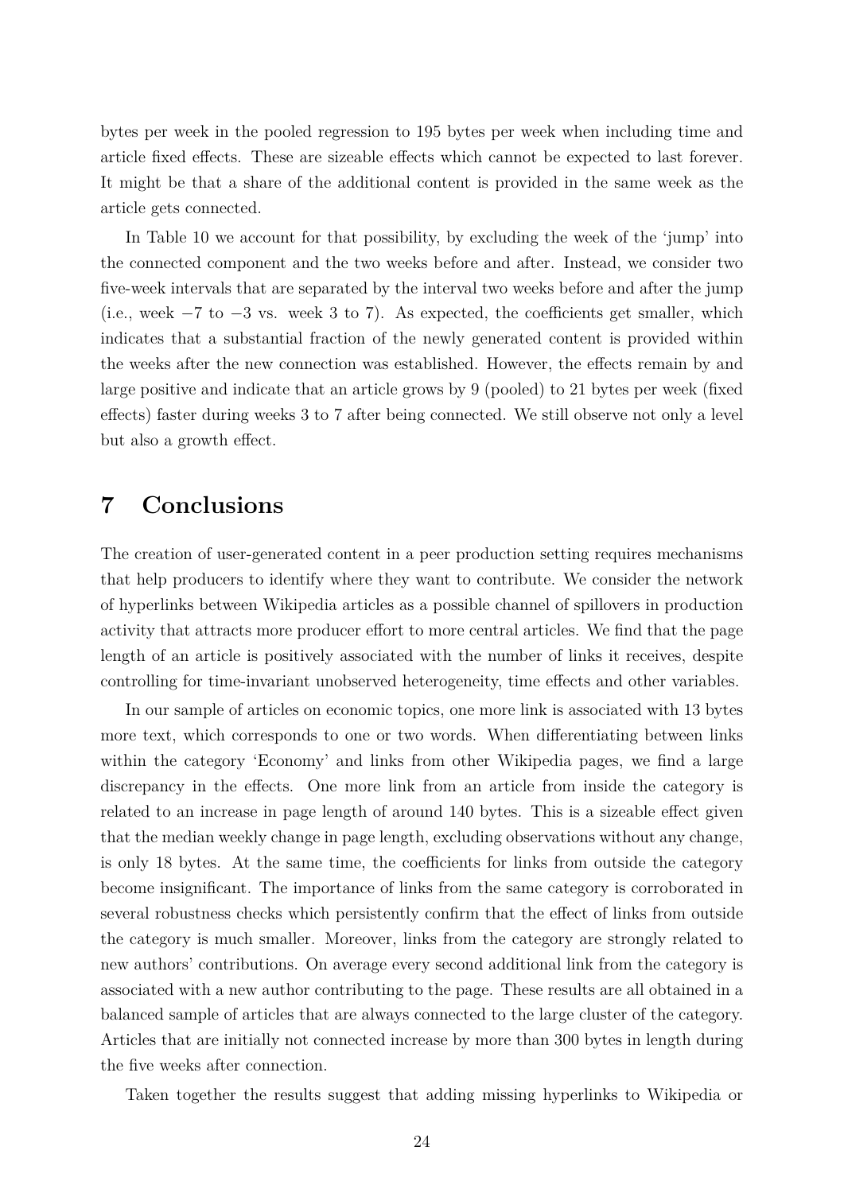bytes per week in the pooled regression to 195 bytes per week when including time and article fixed effects. These are sizeable effects which cannot be expected to last forever. It might be that a share of the additional content is provided in the same week as the article gets connected.

In Table 10 we account for that possibility, by excluding the week of the 'jump' into the connected component and the two weeks before and after. Instead, we consider two five-week intervals that are separated by the interval two weeks before and after the jump (i.e., week $-7$ to $-3$ vs. week 3 to 7). As expected, the coefficients get smaller, which indicates that a substantial fraction of the newly generated content is provided within the weeks after the new connection was established. However, the effects remain by and large positive and indicate that an article grows by 9 (pooled) to 21 bytes per week (fixed effects) faster during weeks 3 to 7 after being connected. We still observe not only a level but also a growth effect.

# 7 Conclusions

The creation of user-generated content in a peer production setting requires mechanisms that help producers to identify where they want to contribute. We consider the network of hyperlinks between Wikipedia articles as a possible channel of spillovers in production activity that attracts more producer effort to more central articles. We find that the page length of an article is positively associated with the number of links it receives, despite controlling for time-invariant unobserved heterogeneity, time effects and other variables.

In our sample of articles on economic topics, one more link is associated with 13 bytes more text, which corresponds to one or two words. When differentiating between links within the category 'Economy' and links from other Wikipedia pages, we find a large discrepancy in the effects. One more link from an article from inside the category is related to an increase in page length of around 140 bytes. This is a sizeable effect given that the median weekly change in page length, excluding observations without any change, is only 18 bytes. At the same time, the coefficients for links from outside the category become insignificant. The importance of links from the same category is corroborated in several robustness checks which persistently confirm that the effect of links from outside the category is much smaller. Moreover, links from the category are strongly related to new authors' contributions. On average every second additional link from the category is associated with a new author contributing to the page. These results are all obtained in a balanced sample of articles that are always connected to the large cluster of the category. Articles that are initially not connected increase by more than 300 bytes in length during the five weeks after connection.

Taken together the results suggest that adding missing hyperlinks to Wikipedia or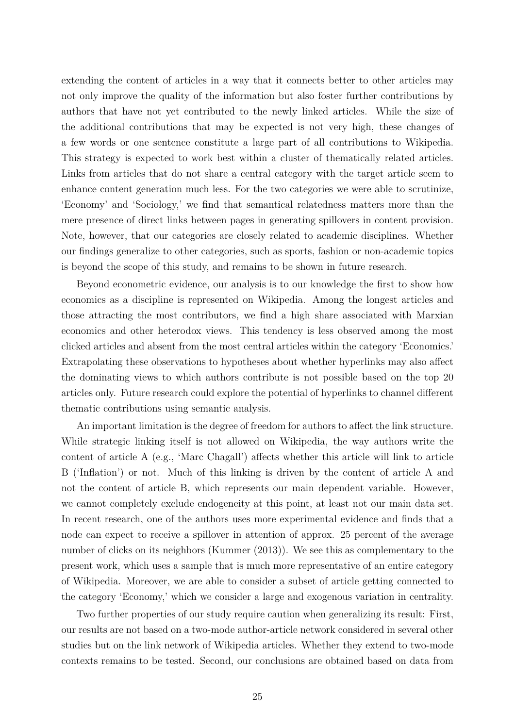extending the content of articles in a way that it connects better to other articles may not only improve the quality of the information but also foster further contributions by authors that have not yet contributed to the newly linked articles. While the size of the additional contributions that may be expected is not very high, these changes of a few words or one sentence constitute a large part of all contributions to Wikipedia. This strategy is expected to work best within a cluster of thematically related articles. Links from articles that do not share a central category with the target article seem to enhance content generation much less. For the two categories we were able to scrutinize, 'Economy' and 'Sociology,' we find that semantical relatedness matters more than the mere presence of direct links between pages in generating spillovers in content provision. Note, however, that our categories are closely related to academic disciplines. Whether our findings generalize to other categories, such as sports, fashion or non-academic topics is beyond the scope of this study, and remains to be shown in future research.

Beyond econometric evidence, our analysis is to our knowledge the first to show how economics as a discipline is represented on Wikipedia. Among the longest articles and those attracting the most contributors, we find a high share associated with Marxian economics and other heterodox views. This tendency is less observed among the most clicked articles and absent from the most central articles within the category 'Economics.' Extrapolating these observations to hypotheses about whether hyperlinks may also affect the dominating views to which authors contribute is not possible based on the top 20 articles only. Future research could explore the potential of hyperlinks to channel different thematic contributions using semantic analysis.

An important limitation is the degree of freedom for authors to affect the link structure. While strategic linking itself is not allowed on Wikipedia, the way authors write the content of article A (e.g., 'Marc Chagall') affects whether this article will link to article B ('Inflation') or not. Much of this linking is driven by the content of article A and not the content of article B, which represents our main dependent variable. However, we cannot completely exclude endogeneity at this point, at least not our main data set. In recent research, one of the authors uses more experimental evidence and finds that a node can expect to receive a spillover in attention of approx. 25 percent of the average number of clicks on its neighbors (Kummer (2013)). We see this as complementary to the present work, which uses a sample that is much more representative of an entire category of Wikipedia. Moreover, we are able to consider a subset of article getting connected to the category 'Economy,' which we consider a large and exogenous variation in centrality.

Two further properties of our study require caution when generalizing its result: First, our results are not based on a two-mode author-article network considered in several other studies but on the link network of Wikipedia articles. Whether they extend to two-mode contexts remains to be tested. Second, our conclusions are obtained based on data from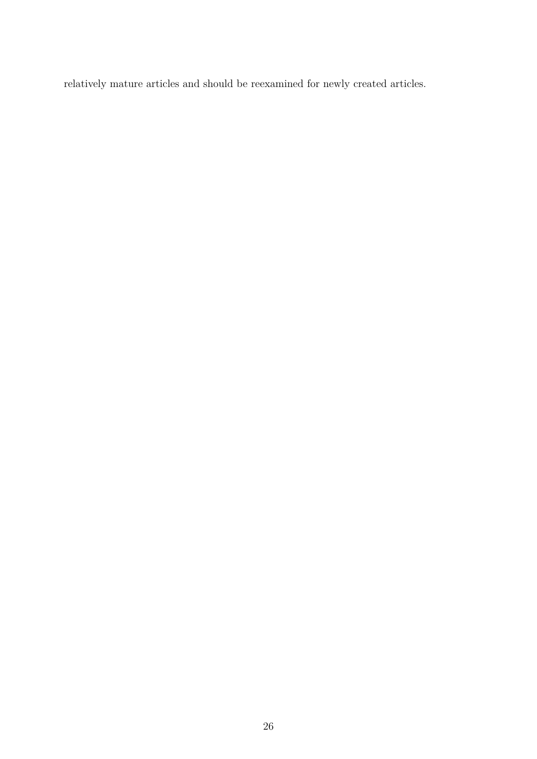relatively mature articles and should be reexamined for newly created articles.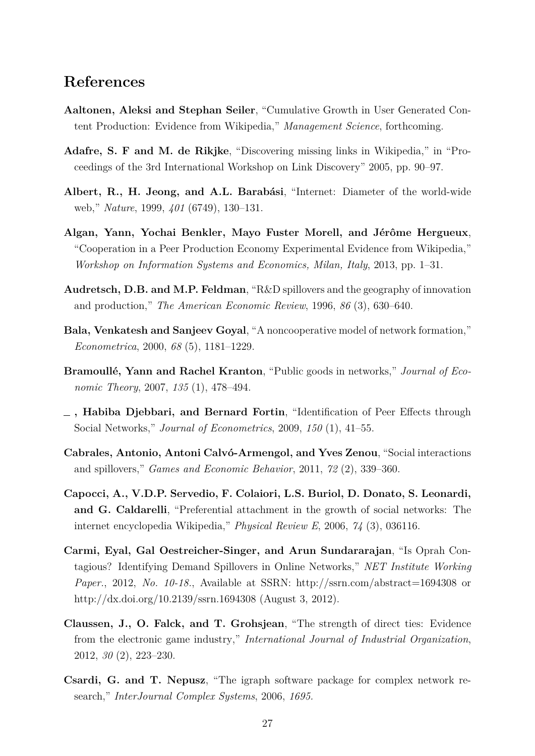# References

**Aaltonen, Aleksi and Stephan Seiler**, "Cumulative Growth in User Generated Content Production: Evidence from Wikipedia," *Management Science*, forthcoming.

**Adafre, S. F and M. de Rikjke**, "Discovering missing links in Wikipedia," in "Proceedings of the 3rd International Workshop on Link Discovery" 2005, pp. 90–97.

**Albert, R., H. Jeong, and A.L. Barabási**, "Internet: Diameter of the world-wide web," *Nature*, 1999, *401* (6749), 130–131.

**Algan, Yann, Yochai Benkler, Mayo Fuster Morell, and Jérôme Hergueux**, "Cooperation in a Peer Production Economy Experimental Evidence from Wikipedia," *Workshop on Information Systems and Economics, Milan, Italy*, 2013, pp. 1–31.

**Audretsch, D.B. and M.P. Feldman**, "R&D spillovers and the geography of innovation and production," *The American Economic Review*, 1996, *86* (3), 630–640.

**Bala, Venkatesh and Sanjeev Goyal**, "A noncooperative model of network formation," *Econometrica*, 2000, *68* (5), 1181–1229.

**Bramoullé, Yann and Rachel Kranton**, "Public goods in networks," *Journal of Economic Theory*, 2007, *135* (1), 478–494.

**_ , Habiba Djebbari, and Bernard Fortin**, "Identification of Peer Effects through Social Networks," *Journal of Econometrics*, 2009, *150* (1), 41–55.

**Cabrales, Antonio, Antoni Calvó-Armengol, and Yves Zenou**, "Social interactions and spillovers," *Games and Economic Behavior*, 2011, *72* (2), 339–360.

**Capocci, A., V.D.P. Servedio, F. Colaiori, L.S. Buriol, D. Donato, S. Leonardi, and G. Caldarelli**, "Preferential attachment in the growth of social networks: The internet encyclopedia Wikipedia," *Physical Review E*, 2006, *74* (3), 036116.

**Carmi, Eyal, Gal Oestreicher-Singer, and Arun Sundararajan**, "Is Oprah Contagious? Identifying Demand Spillovers in Online Networks," *NET Institute Working Paper.*, 2012, *No. 10-18.*, Available at SSRN: http://ssrn.com/abstract=1694308 or http://dx.doi.org/10.2139/ssrn.1694308 (August 3, 2012).

**Claussen, J., O. Falck, and T. Grohsjean**, "The strength of direct ties: Evidence from the electronic game industry," *International Journal of Industrial Organization*, 2012, *30* (2), 223–230.

**Csardi, G. and T. Nepusz**, "The igraph software package for complex network research," *InterJournal Complex Systems*, 2006, *1695.*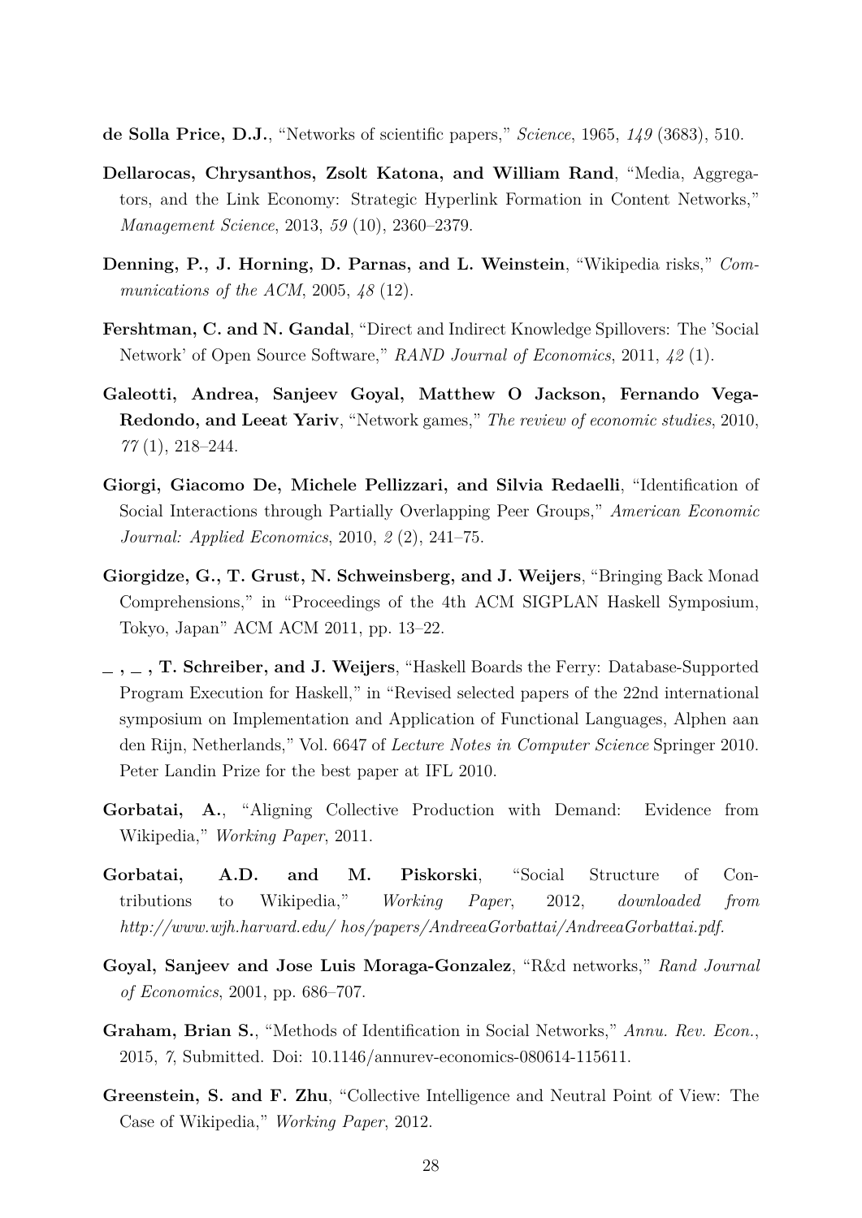**de Solla Price, D.J.**, "Networks of scientific papers," *Science*, 1965, *149* (3683), 510.

**Dellarocas, Chrysanthos, Zsolt Katona, and William Rand**, "Media, Aggregators, and the Link Economy: Strategic Hyperlink Formation in Content Networks," *Management Science*, 2013, *59* (10), 2360–2379.

**Denning, P., J. Horning, D. Parnas, and L. Weinstein**, "Wikipedia risks," *Communications of the ACM*, 2005, *48* (12).

**Fershtman, C. and N. Gandal**, "Direct and Indirect Knowledge Spillovers: The 'Social Network' of Open Source Software," *RAND Journal of Economics*, 2011, *42* (1).

**Galeotti, Andrea, Sanjeev Goyal, Matthew O Jackson, Fernando Vega-Redondo, and Leeat Yariv**, "Network games," *The review of economic studies*, 2010, *77* (1), 218–244.

**Giorgi, Giacomo De, Michele Pellizzari, and Silvia Redaelli**, "Identification of Social Interactions through Partially Overlapping Peer Groups," *American Economic Journal: Applied Economics*, 2010, *2* (2), 241–75.

**Giorgidze, G., T. Grust, N. Schweinsberg, and J. Weijers**, "Bringing Back Monad Comprehensions," in "Proceedings of the 4th ACM SIGPLAN Haskell Symposium, Tokyo, Japan" ACM ACM 2011, pp. 13–22.

**_ , _ , T. Schreiber, and J. Weijers**, "Haskell Boards the Ferry: Database-Supported Program Execution for Haskell," in "Revised selected papers of the 22nd international symposium on Implementation and Application of Functional Languages, Alphen aan den Rijn, Netherlands," Vol. 6647 of *Lecture Notes in Computer Science* Springer 2010. Peter Landin Prize for the best paper at IFL 2010.

**Gorbatai, A.**, "Aligning Collective Production with Demand: Evidence from Wikipedia," *Working Paper*, 2011.

**Gorbatai, A.D. and M. Piskorski**, "Social Structure of Contributions to Wikipedia," *Working Paper*, 2012, *downloaded from http://www.wjh.harvard.edu/ hos/papers/AndreeaGorbattai/AndreeaGorbattai.pdf.*

**Goyal, Sanjeev and Jose Luis Moraga-Gonzalez**, "R&d networks," *Rand Journal of Economics*, 2001, pp. 686–707.

**Graham, Brian S.**, "Methods of Identification in Social Networks," *Annu. Rev. Econ.*, 2015, *7*, Submitted. Doi: 10.1146/annurev-economics-080614-115611.

**Greenstein, S. and F. Zhu**, "Collective Intelligence and Neutral Point of View: The Case of Wikipedia," *Working Paper*, 2012.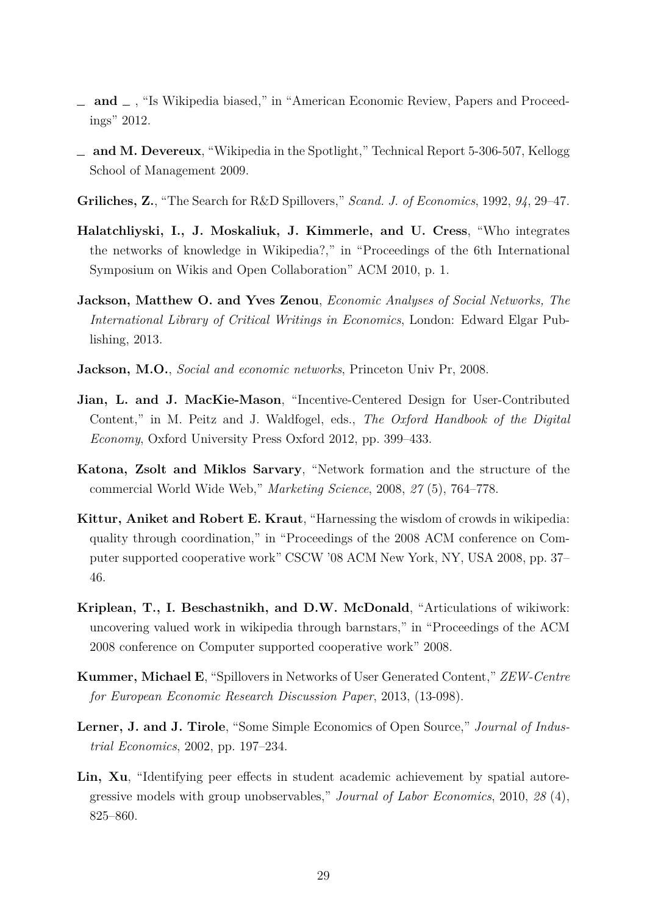_ **and** _ , "Is Wikipedia biased," in "American Economic Review, Papers and Proceedings" 2012.

_ **and M. Devereux**, "Wikipedia in the Spotlight," Technical Report 5-306-507, Kellogg School of Management 2009.

**Griliches, Z.**, "The Search for R&D Spillovers," *Scand. J. of Economics*, 1992, *94*, 29–47.

**Halatchliyski, I., J. Moskaliuk, J. Kimmerle, and U. Cress**, "Who integrates the networks of knowledge in Wikipedia?," in "Proceedings of the 6th International Symposium on Wikis and Open Collaboration" ACM 2010, p. 1.

**Jackson, Matthew O. and Yves Zenou**, *Economic Analyses of Social Networks, The International Library of Critical Writings in Economics*, London: Edward Elgar Publishing, 2013.

**Jackson, M.O.**, *Social and economic networks*, Princeton Univ Pr, 2008.

**Jian, L. and J. MacKie-Mason**, "Incentive-Centered Design for User-Contributed Content," in M. Peitz and J. Waldfogel, eds., *The Oxford Handbook of the Digital Economy*, Oxford University Press Oxford 2012, pp. 399–433.

**Katona, Zsolt and Miklos Sarvary**, "Network formation and the structure of the commercial World Wide Web," *Marketing Science*, 2008, *27* (5), 764–778.

**Kittur, Aniket and Robert E. Kraut**, "Harnessing the wisdom of crowds in wikipedia: quality through coordination," in "Proceedings of the 2008 ACM conference on Computer supported cooperative work" CSCW '08 ACM New York, NY, USA 2008, pp. 37–46.

**Kriplean, T., I. Beschastnikh, and D.W. McDonald**, "Articulations of wikiwork: uncovering valued work in wikipedia through barnstars," in "Proceedings of the ACM 2008 conference on Computer supported cooperative work" 2008.

**Kummer, Michael E**, "Spillovers in Networks of User Generated Content," *ZEW-Centre for European Economic Research Discussion Paper*, 2013, (13-098).

**Lerner, J. and J. Tirole**, "Some Simple Economics of Open Source," *Journal of Industrial Economics*, 2002, pp. 197–234.

**Lin, Xu**, "Identifying peer effects in student academic achievement by spatial autoregressive models with group unobservables," *Journal of Labor Economics*, 2010, *28* (4), 825–860.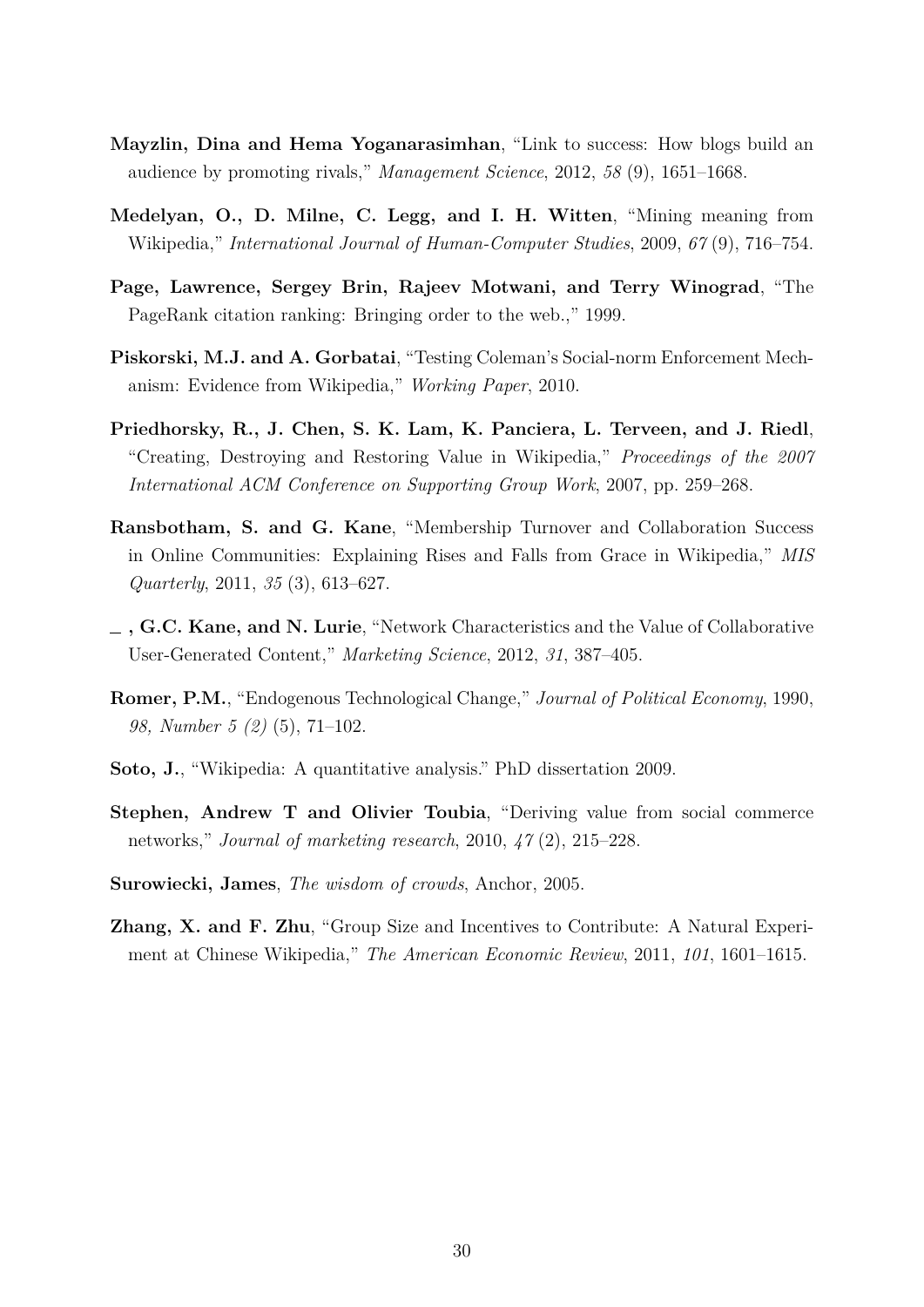**Mayzlin, Dina and Hema Yoganarasimhan**, "Link to success: How blogs build an audience by promoting rivals," *Management Science*, 2012, *58* (9), 1651–1668.

**Medelyan, O., D. Milne, C. Legg, and I. H. Witten**, "Mining meaning from Wikipedia," *International Journal of Human-Computer Studies*, 2009, *67* (9), 716–754.

**Page, Lawrence, Sergey Brin, Rajeev Motwani, and Terry Winograd**, "The PageRank citation ranking: Bringing order to the web.," 1999.

**Piskorski, M.J. and A. Gorbatai**, "Testing Coleman's Social-norm Enforcement Mechanism: Evidence from Wikipedia," *Working Paper*, 2010.

**Priedhorsky, R., J. Chen, S. K. Lam, K. Panciera, L. Terveen, and J. Riedl**, "Creating, Destroying and Restoring Value in Wikipedia," *Proceedings of the 2007 International ACM Conference on Supporting Group Work*, 2007, pp. 259–268.

**Ransbotham, S. and G. Kane**, "Membership Turnover and Collaboration Success in Online Communities: Explaining Rises and Falls from Grace in Wikipedia," *MIS Quarterly*, 2011, *35* (3), 613–627.

**_ , G.C. Kane, and N. Lurie**, "Network Characteristics and the Value of Collaborative User-Generated Content," *Marketing Science*, 2012, *31*, 387–405.

**Romer, P.M.**, "Endogenous Technological Change," *Journal of Political Economy*, 1990, *98, Number 5 (2)* (5), 71–102.

**Soto, J.**, "Wikipedia: A quantitative analysis." PhD dissertation 2009.

**Stephen, Andrew T and Olivier Toubia**, "Deriving value from social commerce networks," *Journal of marketing research*, 2010, *47* (2), 215–228.

**Surowiecki, James**, *The wisdom of crowds*, Anchor, 2005.

**Zhang, X. and F. Zhu**, "Group Size and Incentives to Contribute: A Natural Experiment at Chinese Wikipedia," *The American Economic Review*, 2011, *101*, 1601–1615.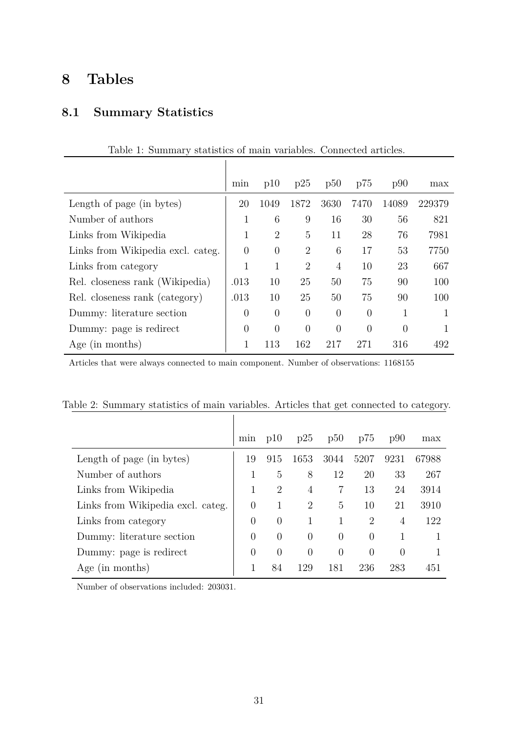# 8 Tables

## 8.1 Summary Statistics

Table 1: Summary statistics of main variables. Connected articles.

| | min | p10 | p25 | p50 | p75 | p90 | max |
|---|---|---|---|---|---|---|---|
| Length of page (in bytes) | 20 | 1049 | 1872 | 3630 | 7470 | 14089 | 229379 |
| Number of authors | 1 | 6 | 9 | 16 | 30 | 56 | 821 |
| Links from Wikipedia | 1 | 2 | 5 | 11 | 28 | 76 | 7981 |
| Links from Wikipedia excl. categ. | 0 | 0 | 2 | 6 | 17 | 53 | 7750 |
| Links from category | 1 | 1 | 2 | 4 | 10 | 23 | 667 |
| Rel. closeness rank (Wikipedia) | .013 | 10 | 25 | 50 | 75 | 90 | 100 |
| Rel. closeness rank (category) | .013 | 10 | 25 | 50 | 75 | 90 | 100 |
| Dummy: literature section | 0 | 0 | 0 | 0 | 0 | 1 | 1 |
| Dummy: page is redirect | 0 | 0 | 0 | 0 | 0 | 0 | 1 |
| Age (in months) | 1 | 113 | 162 | 217 | 271 | 316 | 492 |

Articles that were always connected to main component. Number of observations: 1168155

Table 2: Summary statistics of main variables. Articles that get connected to category.

| | min | p10 | p25 | p50 | p75 | p90 | max |
|---|---|---|---|---|---|---|---|
| Length of page (in bytes) | 19 | 915 | 1653 | 3044 | 5207 | 9231 | 67988 |
| Number of authors | 1 | 5 | 8 | 12 | 20 | 33 | 267 |
| Links from Wikipedia | 1 | 2 | 4 | 7 | 13 | 24 | 3914 |
| Links from Wikipedia excl. categ. | 0 | 1 | 2 | 5 | 10 | 21 | 3910 |
| Links from category | 0 | 0 | 1 | 1 | 2 | 4 | 122 |
| Dummy: literature section | 0 | 0 | 0 | 0 | 0 | 1 | 1 |
| Dummy: page is redirect | 0 | 0 | 0 | 0 | 0 | 0 | 1 |
| Age (in months) | 1 | 84 | 129 | 181 | 236 | 283 | 451 |

Number of observations included: 203031.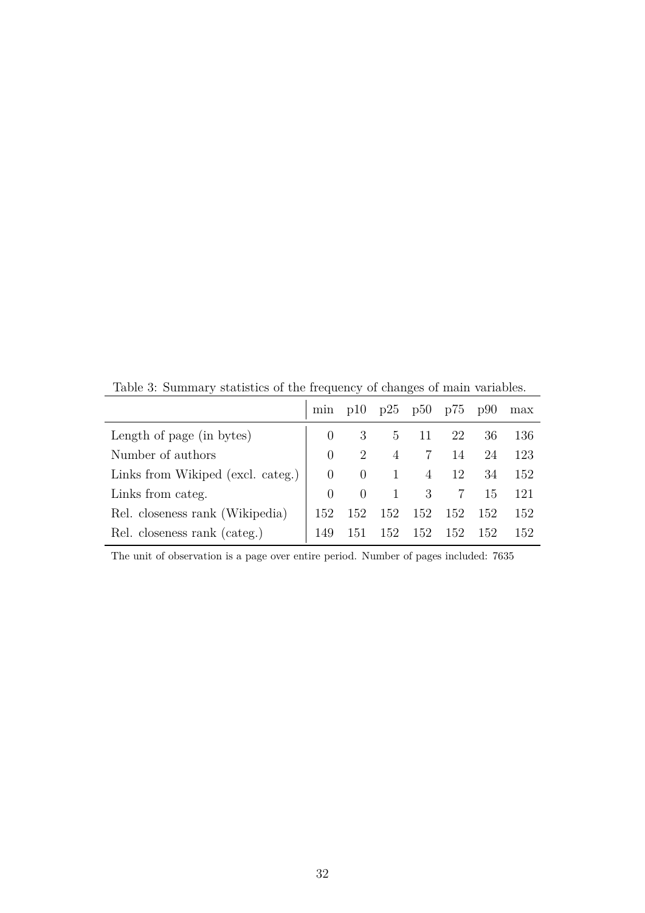Table 3: Summary statistics of the frequency of changes of main variables.

| | min | p10 | p25 | p50 | p75 | p90 | max |
|---|---|---|---|---|---|---|---|
| Length of page (in bytes) | 0 | 3 | 5 | 11 | 22 | 36 | 136 |
| Number of authors | 0 | 2 | 4 | 7 | 14 | 24 | 123 |
| Links from Wikiped (excl. categ.) | 0 | 0 | 1 | 4 | 12 | 34 | 152 |
| Links from categ. | 0 | 0 | 1 | 3 | 7 | 15 | 121 |
| Rel. closeness rank (Wikipedia) | 152 | 152 | 152 | 152 | 152 | 152 | 152 |
| Rel. closeness rank (categ.) | 149 | 151 | 152 | 152 | 152 | 152 | 152 |

The unit of observation is a page over entire period. Number of pages included: 7635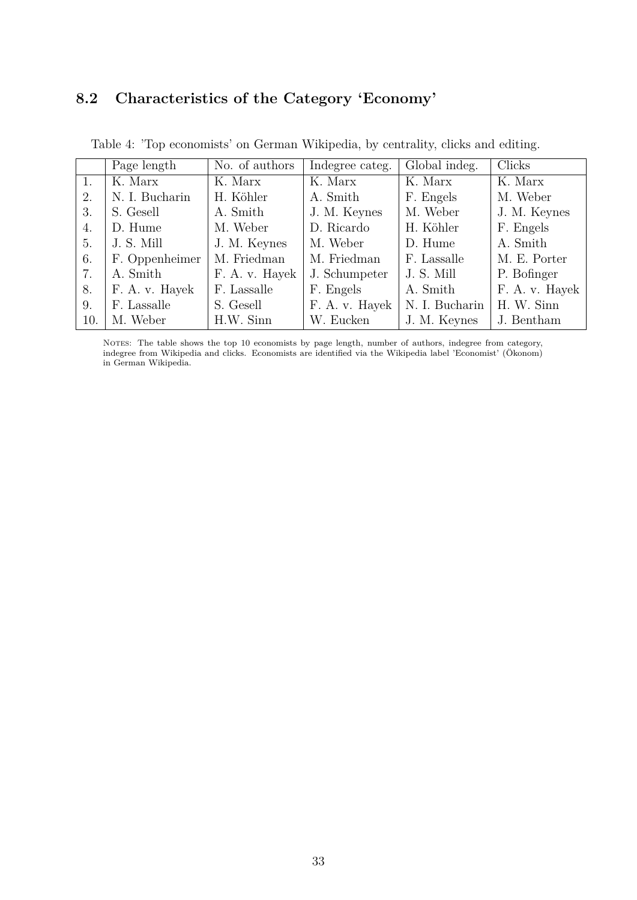## 8.2 Characteristics of the Category 'Economy'

Table 4: 'Top economists' on German Wikipedia, by centrality, clicks and editing.

| | Page length | No. of authors | Indegree categ. | Global indeg. | Clicks |
|---|---|---|---|---|---|
| 1. | K. Marx | K. Marx | K. Marx | K. Marx | K. Marx |
| 2. | N. I. Bucharin | H. Köhler | A. Smith | F. Engels | M. Weber |
| 3. | S. Gesell | A. Smith | J. M. Keynes | M. Weber | J. M. Keynes |
| 4. | D. Hume | M. Weber | D. Ricardo | H. Köhler | F. Engels |
| 5. | J. S. Mill | J. M. Keynes | M. Weber | D. Hume | A. Smith |
| 6. | F. Oppenheimer | M. Friedman | M. Friedman | F. Lassalle | M. E. Porter |
| 7. | A. Smith | F. A. v. Hayek | J. Schumpeter | J. S. Mill | P. Bofinger |
| 8. | F. A. v. Hayek | F. Lassalle | F. Engels | A. Smith | F. A. v. Hayek |
| 9. | F. Lassalle | S. Gesell | F. A. v. Hayek | N. I. Bucharin | H. W. Sinn |
| 10. | M. Weber | H.W. Sinn | W. Eucken | J. M. Keynes | J. Bentham |

NOTES: The table shows the top 10 economists by page length, number of authors, indegree from category, indegree from Wikipedia and clicks. Economists are identified via the Wikipedia label 'Economist' (Ökonom) in German Wikipedia.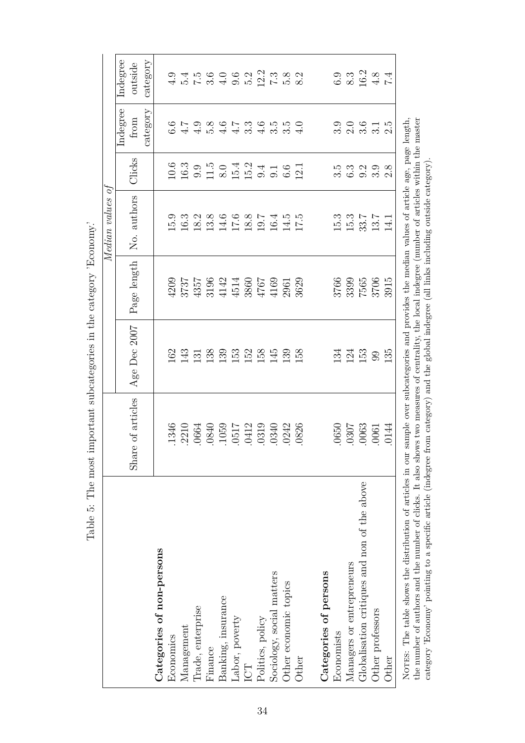Table 5: The most important subcategories in the category 'Economy'.

| | Share of articles | *Median values of* | | | | | |
|---|---|---|---|---|---|---|---|
| | | Age Dec 2007 | Page length | No. authors | Clicks | Indegree from category | Indegree outside category |
| **Categories of non-persons** | | | | | | | |
| Economics | .1346 | 162 | 4209 | 15.9 | 10.6 | 6.6 | 4.9 |
| Management | .2210 | 143 | 3737 | 16.3 | 16.3 | 4.7 | 5.4 |
| Trade, enterprise | .0664 | 131 | 4357 | 18.2 | 9.9 | 4.9 | 7.5 |
| Finance | .0840 | 138 | 3196 | 13.8 | 11.5 | 5.8 | 3.6 |
| Banking, insurance | .1059 | 139 | 4142 | 14.6 | 8.0 | 4.6 | 4.0 |
| Labor, poverty | .0517 | 153 | 4514 | 17.6 | 15.4 | 4.7 | 9.6 |
| ICT | .0412 | 152 | 3860 | 18.8 | 15.2 | 3.3 | 5.2 |
| Politics, policy | .0319 | 158 | 4767 | 19.7 | 9.4 | 4.6 | 12.2 |
| Sociology, social matters | .0340 | 145 | 4169 | 16.4 | 9.1 | 3.5 | 7.3 |
| Other economic topics | .0242 | 139 | 2961 | 14.5 | 6.6 | 3.5 | 5.8 |
| Other | .0826 | 158 | 3629 | 17.5 | 12.1 | 4.0 | 8.2 |
| **Categories of persons** | | | | | | | |
| Economists | .0650 | 134 | 3766 | 15.3 | 3.5 | 3.9 | 6.9 |
| Managers or entrepreneurs | .0307 | 124 | 3399 | 15.3 | 6.3 | 2.0 | 8.3 |
| Globalisation critiques and non of the above | .0063 | 153 | 7565 | 33.7 | 9.2 | 3.6 | 16.2 |
| Other professors | .0061 | 99 | 3706 | 13.7 | 3.9 | 3.1 | 4.8 |
| Other | .0144 | 135 | 3915 | 14.1 | 2.8 | 2.5 | 7.4 |

Notes: The table shows the distribution of articles in our sample over subcategories and provides the median values of article age, page length, the number of authors and the number of clicks. It also shows two measures of centrality, the local indegree (number of articles within the master category 'Economy' pointing to a specific article (indegree from category) and the global indegree (all links including outside category).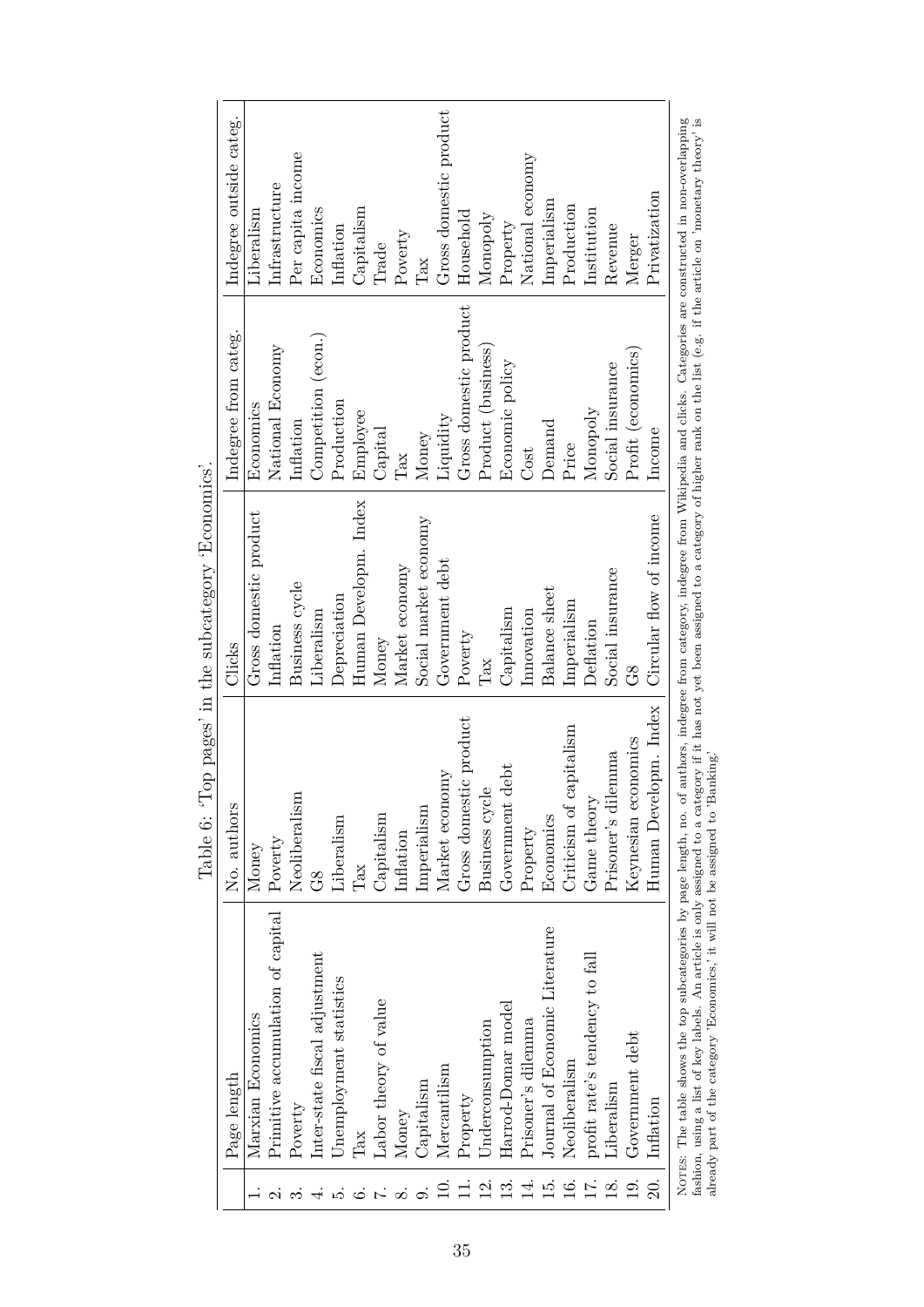Table 6: 'Top pages' in the subcategory 'Economics'.

| | Page length | No. authors | Clicks | Indegree from categ. | Indegree outside categ. |
|---|---|---|---|---|---|
| 1. | Marxian Economics | Money | Gross domestic product | Economics | Liberalism |
| 2. | Primitive accumulation of capital | Poverty | Inflation | National Economy | Infrastructure |
| 3. | Poverty | Neoliberalism | Business cycle | Inflation | Per capita income |
| 4. | Inter-state fiscal adjustment | G8 | Liberalism | Competition (econ.) | Economics |
| 5. | Unemployment statistics | Liberalism | Depreciation | Production | Inflation |
| 6. | Tax | Tax | Human Developm. Index | Employee | Capitalism |
| 7. | Labor theory of value | Capitalism | Money | Capital | Trade |
| 8. | Money | Inflation | Market economy | Tax | Poverty |
| 9. | Capitalism | Imperialism | Social market economy | Money | Tax |
| 10. | Mercantilism | Market economy | Government debt | Liquidity | Gross domestic product |
| 11. | Property | Gross domestic product | Poverty | Gross domestic product | Household |
| 12. | Underconsumption | Business cycle | Tax | Product (business) | Monopoly |
| 13. | Harrod-Domar model | Government debt | Capitalism | Economic policy | Property |
| 14. | Prisoner's dilemma | Property | Innovation | Cost | National economy |
| 15. | Journal of Economic Literature | Economics | Balance sheet | Demand | Imperialism |
| 16. | Neoliberalism | Criticism of capitalism | Imperialism | Price | Production |
| 17. | profit rate's tendency to fall | Game theory | Deflation | Monopoly | Institution |
| 18. | Liberalism | Prisoner's dilemma | Social insurance | Social insurance | Revenue |
| 19. | Government debt | Keynesian economics | G8 | Profit (economics) | Merger |
| 20. | Inflation | Human Developm. Index | Circular flow of income | Income | Privatization |

NOTES: The table shows the top subcategories by page length, no. of authors, indegree from category, indegree from Wikipedia and clicks. Categories are constructed in non-overlapping fashion, using a list of key labels. An article is only assigned to a category if it has not yet been assigned to a category of higher rank on the list (e.g. if the article on 'monetary theory' is already part of the category 'Economics,' it will not be assigned to 'Banking.'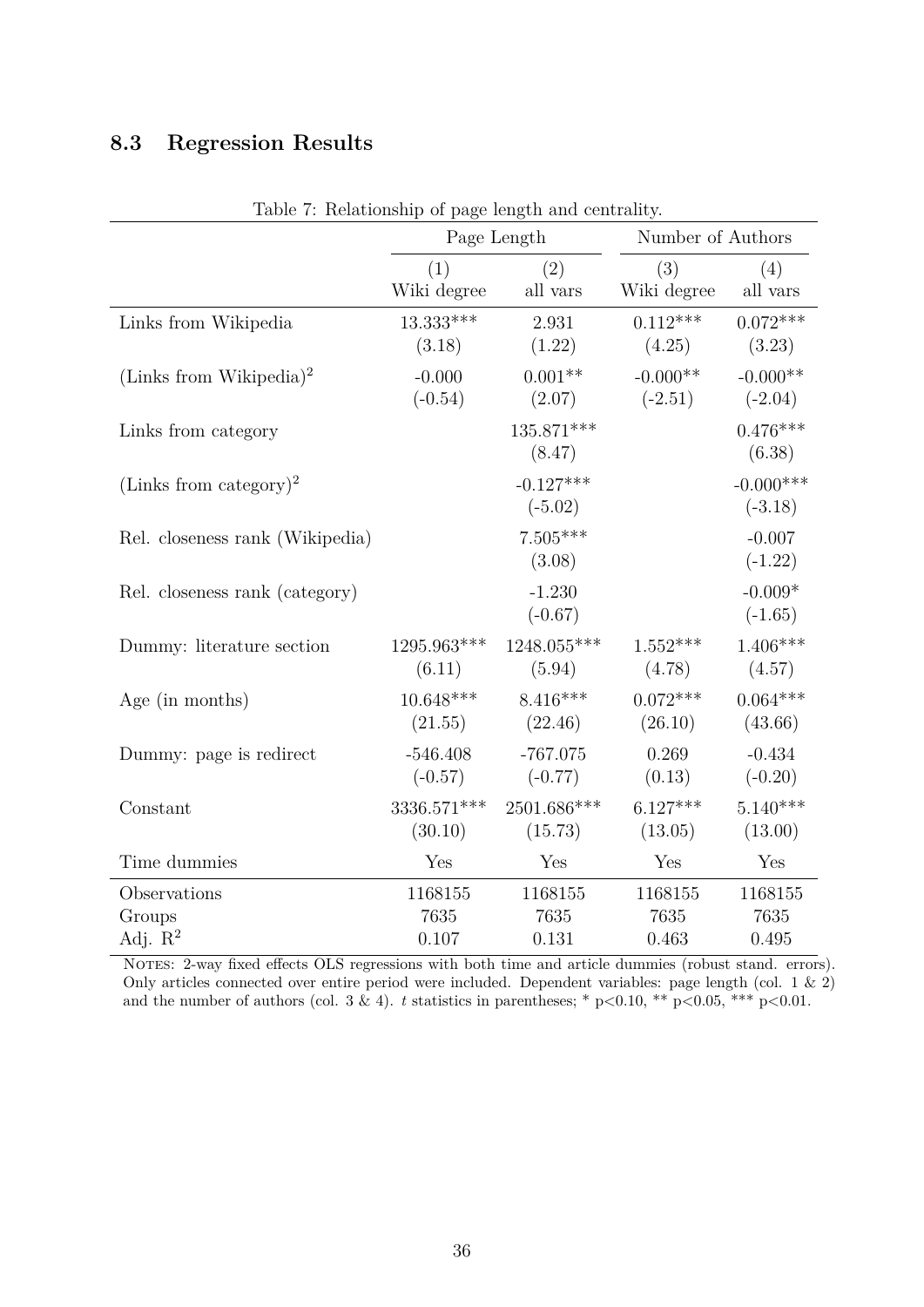### 8.3 Regression Results

Table 7: Relationship of page length and centrality.

| | Page Length | | Number of Authors | |
|---|---|---|---|---|
| | (1) Wiki degree | (2) all vars | (3) Wiki degree | (4) all vars |
| Links from Wikipedia | 13.333*** | 2.931 | 0.112*** | 0.072*** |
| | (3.18) | (1.22) | (4.25) | (3.23) |
| (Links from Wikipedia)$^2$ | -0.000 | 0.001** | -0.000** | -0.000** |
| | (-0.54) | (2.07) | (-2.51) | (-2.04) |
| Links from category | | 135.871*** | | 0.476*** |
| | | (8.47) | | (6.38) |
| (Links from category)$^2$ | | -0.127*** | | -0.000*** |
| | | (-5.02) | | (-3.18) |
| Rel. closeness rank (Wikipedia) | | 7.505*** | | -0.007 |
| | | (3.08) | | (-1.22) |
| Rel. closeness rank (category) | | -1.230 | | -0.009* |
| | | (-0.67) | | (-1.65) |
| Dummy: literature section | 1295.963*** | 1248.055*** | 1.552*** | 1.406*** |
| | (6.11) | (5.94) | (4.78) | (4.57) |
| Age (in months) | 10.648*** | 8.416*** | 0.072*** | 0.064*** |
| | (21.55) | (22.46) | (26.10) | (43.66) |
| Dummy: page is redirect | -546.408 | -767.075 | 0.269 | -0.434 |
| | (-0.57) | (-0.77) | (0.13) | (-0.20) |
| Constant | 3336.571*** | 2501.686*** | 6.127*** | 5.140*** |
| | (30.10) | (15.73) | (13.05) | (13.00) |
| Time dummies | Yes | Yes | Yes | Yes |
| Observations | 1168155 | 1168155 | 1168155 | 1168155 |
| Groups | 7635 | 7635 | 7635 | 7635 |
| Adj. $R^2$ | 0.107 | 0.131 | 0.463 | 0.495 |

NOTES: 2-way fixed effects OLS regressions with both time and article dummies (robust stand. errors). Only articles connected over entire period were included. Dependent variables: page length (col. 1 & 2) and the number of authors (col. 3 & 4). $t$ statistics in parentheses; * $p<0.10$, ** $p<0.05$, *** $p<0.01$.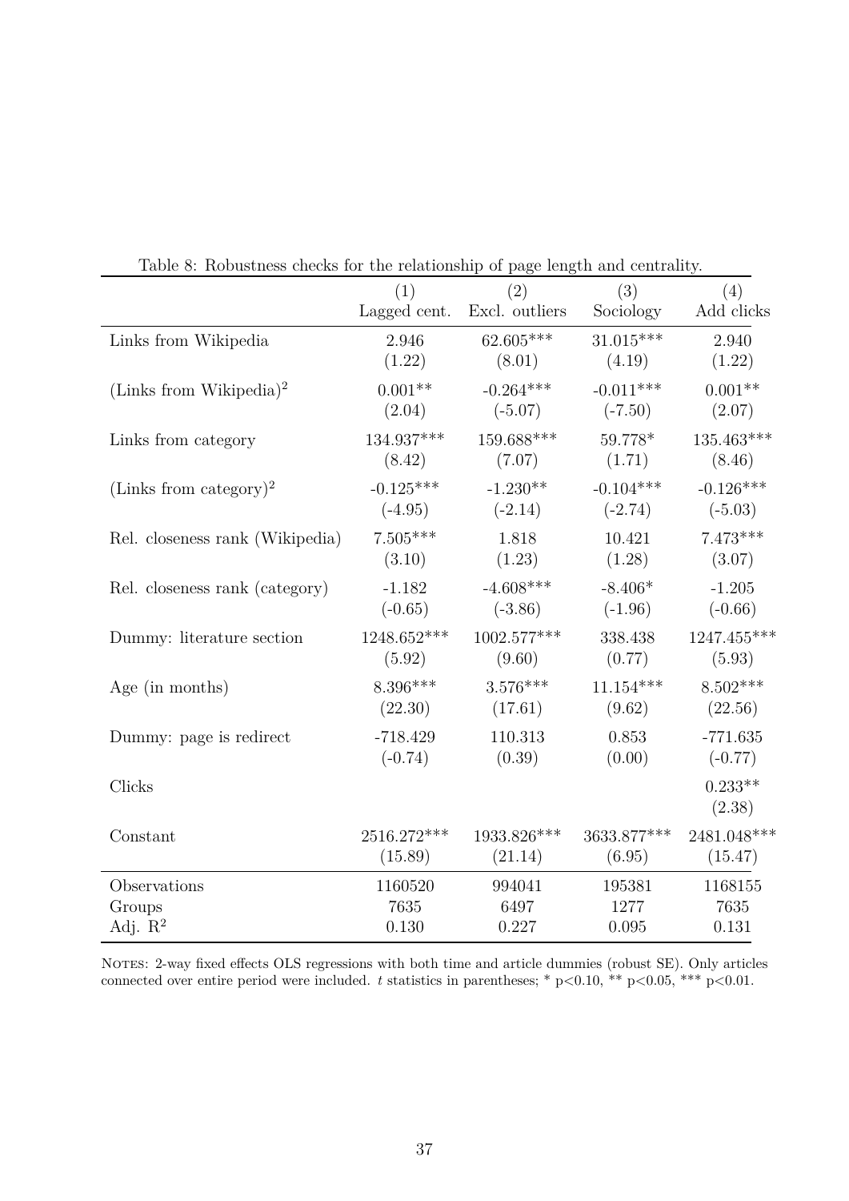Table 8: Robustness checks for the relationship of page length and centrality.

| | (1) Lagged cent. | (2) Excl. outliers | (3) Sociology | (4) Add clicks |
|---|---|---|---|---|
| Links from Wikipedia | 2.946 | 62.605*** | 31.015*** | 2.940 |
| | (1.22) | (8.01) | (4.19) | (1.22) |
| (Links from Wikipedia)$^2$ | 0.001** | -0.264*** | -0.011*** | 0.001** |
| | (2.04) | (-5.07) | (-7.50) | (2.07) |
| Links from category | 134.937*** | 159.688*** | 59.778* | 135.463*** |
| | (8.42) | (7.07) | (1.71) | (8.46) |
| (Links from category)$^2$ | -0.125*** | -1.230** | -0.104*** | -0.126*** |
| | (-4.95) | (-2.14) | (-2.74) | (-5.03) |
| Rel. closeness rank (Wikipedia) | 7.505*** | 1.818 | 10.421 | 7.473*** |
| | (3.10) | (1.23) | (1.28) | (3.07) |
| Rel. closeness rank (category) | -1.182 | -4.608*** | -8.406* | -1.205 |
| | (-0.65) | (-3.86) | (-1.96) | (-0.66) |
| Dummy: literature section | 1248.652*** | 1002.577*** | 338.438 | 1247.455*** |
| | (5.92) | (9.60) | (0.77) | (5.93) |
| Age (in months) | 8.396*** | 3.576*** | 11.154*** | 8.502*** |
| | (22.30) | (17.61) | (9.62) | (22.56) |
| Dummy: page is redirect | -718.429 | 110.313 | 0.853 | -771.635 |
| | (-0.74) | (0.39) | (0.00) | (-0.77) |
| Clicks | | | | 0.233** |
| | | | | (2.38) |
| Constant | 2516.272*** | 1933.826*** | 3633.877*** | 2481.048*** |
| | (15.89) | (21.14) | (6.95) | (15.47) |
| Observations | 1160520 | 994041 | 195381 | 1168155 |
| Groups | 7635 | 6497 | 1277 | 7635 |
| Adj. $R^2$ | 0.130 | 0.227 | 0.095 | 0.131 |

NOTES: 2-way fixed effects OLS regressions with both time and article dummies (robust SE). Only articles connected over entire period were included. $t$ statistics in parentheses; * $p<0.10$, ** $p<0.05$, *** $p<0.01$.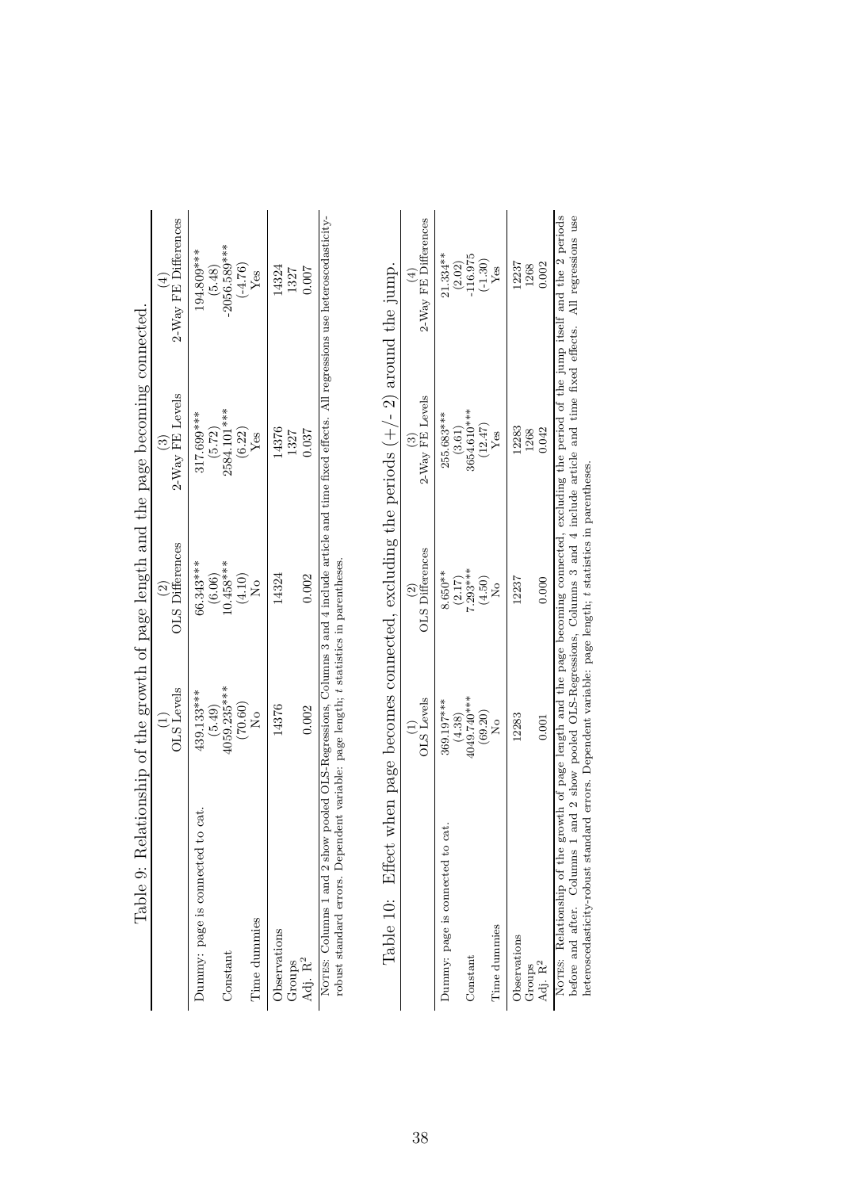Table 9: Relationship of the growth of page length and the page becoming connected.

| | (1) OLS Levels | (2) OLS Differences | (3) 2-Way FE Levels | (4) 2-Way FE Differences |
|---|---|---|---|---|
| Dummy: page is connected to cat. | 439.133*** | 66.343*** | 317.699*** | 194.809*** |
| | (5.49) | (6.06) | (5.72) | (5.48) |
| Constant | 4059.235*** | 10.458*** | 2584.101*** | -2056.589*** |
| | (70.60) | (4.10) | (6.22) | (-4.76) |
| Time dummies | No | No | Yes | Yes |
| Observations | 14376 | 14324 | 14376 | 14324 |
| Groups | | | 1327 | 1327 |
| Adj. $R^2$ | 0.002 | 0.002 | 0.037 | 0.007 |

NOTES: Columns 1 and 2 show pooled OLS-Regressions, Columns 3 and 4 include article and time fixed effects. All regressions use heteroscedasticity-robust standard errors. Dependent variable: page length; $t$ statistics in parentheses.

Table 10: Effect when page becomes connected, excluding the periods (+/- 2) around the jump.

| | (1) OLS Levels | (2) OLS Differences | (3) 2-Way FE Levels | (4) 2-Way FE Differences |
|---|---|---|---|---|
| Dummy: page is connected to cat. | 369.197*** | 8.650** | 255.683*** | 21.334** |
| | (4.38) | (2.17) | (3.61) | (2.02) |
| Constant | 4049.740*** | 7.293*** | 3654.610*** | -116.975 |
| | (69.20) | (4.50) | (12.47) | (-1.30) |
| Time dummies | No | No | Yes | Yes |
| Observations | 12283 | 12237 | 12283 | 12237 |
| Groups | | | 1268 | 1268 |
| Adj. $R^2$ | 0.001 | 0.000 | 0.042 | 0.002 |

NOTES: Relationship of the growth of page length and the page becoming connected, excluding the period of the jump itself and the 2 periods before and after. Columns 1 and 2 show pooled OLS-Regressions, Columns 3 and 4 include article and time fixed effects. All regressions use heteroscedasticity-robust standard errors. Dependent variable: page length; $t$ statistics in parentheses.